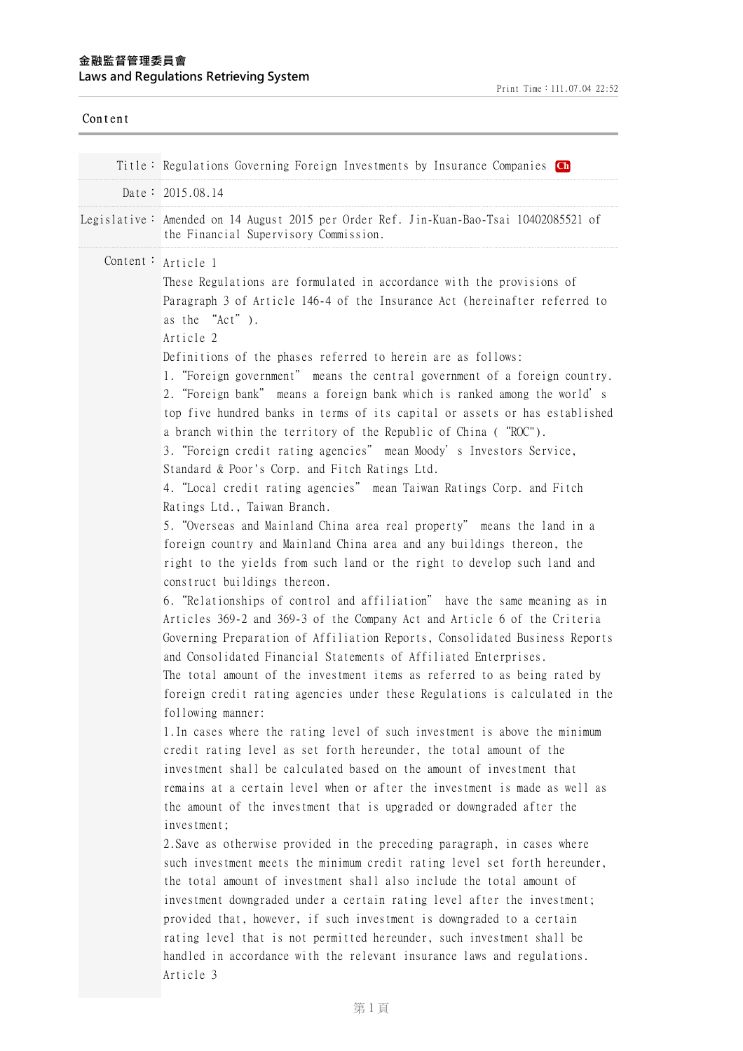Title： Regulations Governing Foreign Investments by Insurance Companies Ch

Date： 2015.08.14

Legislative： Amended on 14 August 2015 per Order Ref. Jin-Kuan-Bao-Tsai 10402085521 of the Financial Supervisory Commission.

Content：

Article 1

These Regulations are formulated in accordance with the provisions of Paragraph 3 of Article 146-4 of the Insurance Act (hereinafter referred to as the "Act").

Article 2

Definitions of the phases referred to herein are as follows:

1. "Foreign government" means the central government of a foreign country.
2. "Foreign bank" means a foreign bank which is ranked among the world's top five hundred banks in terms of its capital or assets or has established a branch within the territory of the Republic of China ("ROC").
3. "Foreign credit rating agencies" mean Moody's Investors Service, Standard & Poor's Corp. and Fitch Ratings Ltd.
4. "Local credit rating agencies" mean Taiwan Ratings Corp. and Fitch Ratings Ltd., Taiwan Branch.
5. "Overseas and Mainland China area real property" means the land in a foreign country and Mainland China area and any buildings thereon, the right to the yields from such land or the right to develop such land and construct buildings thereon.
6. "Relationships of control and affiliation" have the same meaning as in Articles 369-2 and 369-3 of the Company Act and Article 6 of the Criteria Governing Preparation of Affiliation Reports, Consolidated Business Reports and Consolidated Financial Statements of Affiliated Enterprises.

The total amount of the investment items as referred to as being rated by foreign credit rating agencies under these Regulations is calculated in the following manner:

1.In cases where the rating level of such investment is above the minimum credit rating level as set forth hereunder, the total amount of the investment shall be calculated based on the amount of investment that remains at a certain level when or after the investment is made as well as the amount of the investment that is upgraded or downgraded after the investment;

2.Save as otherwise provided in the preceding paragraph, in cases where such investment meets the minimum credit rating level set forth hereunder, the total amount of investment shall also include the total amount of investment downgraded under a certain rating level after the investment; provided that, however, if such investment is downgraded to a certain rating level that is not permitted hereunder, such investment shall be handled in accordance with the relevant insurance laws and regulations.

Article 3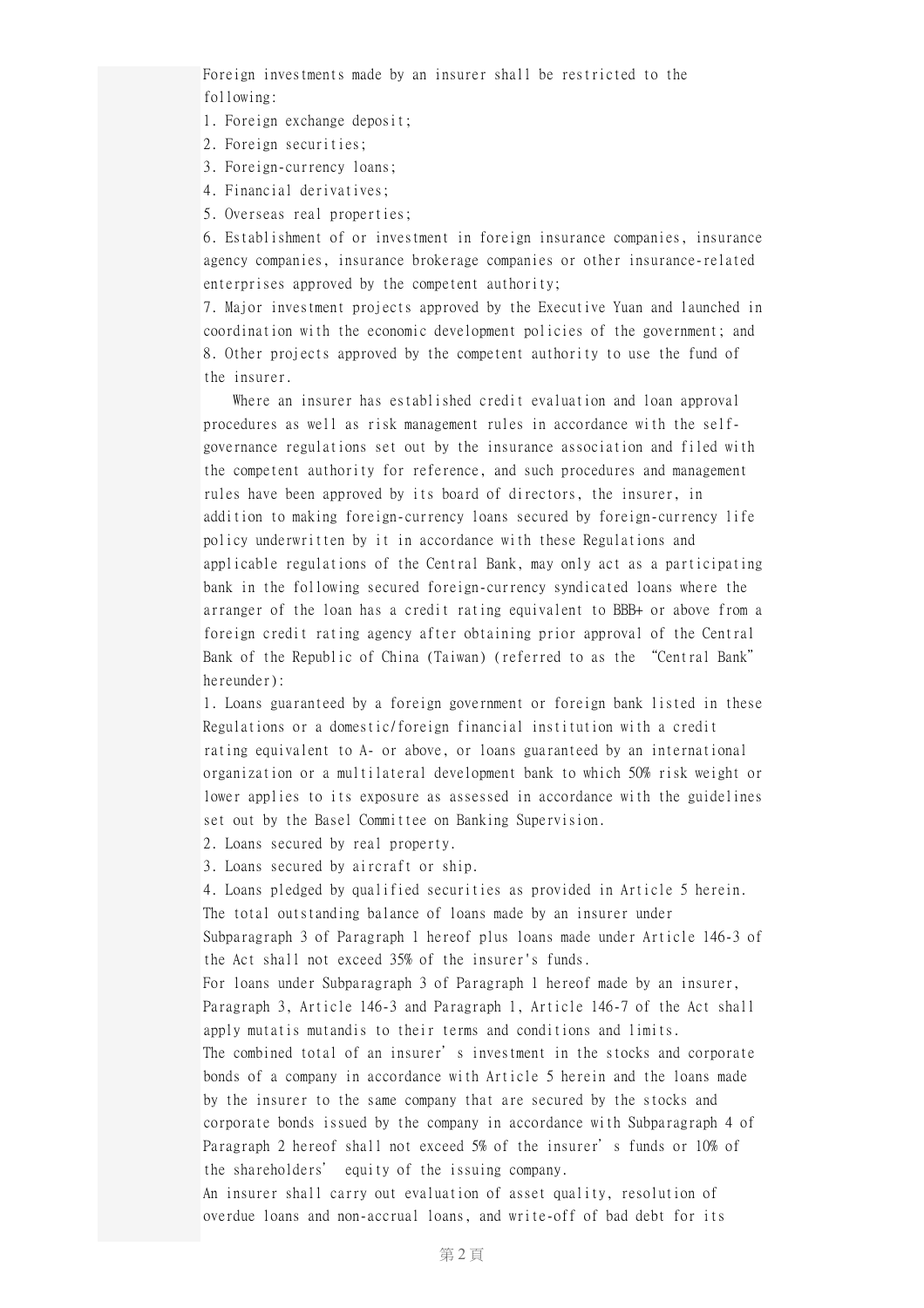Foreign investments made by an insurer shall be restricted to the following:

1. Foreign exchange deposit;
2. Foreign securities;
3. Foreign-currency loans;
4. Financial derivatives;
5. Overseas real properties;
6. Establishment of or investment in foreign insurance companies, insurance agency companies, insurance brokerage companies or other insurance-related enterprises approved by the competent authority;
7. Major investment projects approved by the Executive Yuan and launched in coordination with the economic development policies of the government; and
8. Other projects approved by the competent authority to use the fund of the insurer.

Where an insurer has established credit evaluation and loan approval procedures as well as risk management rules in accordance with the self-governance regulations set out by the insurance association and filed with the competent authority for reference, and such procedures and management rules have been approved by its board of directors, the insurer, in addition to making foreign-currency loans secured by foreign-currency life policy underwritten by it in accordance with these Regulations and applicable regulations of the Central Bank, may only act as a participating bank in the following secured foreign-currency syndicated loans where the arranger of the loan has a credit rating equivalent to BBB+ or above from a foreign credit rating agency after obtaining prior approval of the Central Bank of the Republic of China (Taiwan) (referred to as the "Central Bank" hereunder):

1. Loans guaranteed by a foreign government or foreign bank listed in these Regulations or a domestic/foreign financial institution with a credit rating equivalent to A- or above, or loans guaranteed by an international organization or a multilateral development bank to which 50% risk weight or lower applies to its exposure as assessed in accordance with the guidelines set out by the Basel Committee on Banking Supervision.
2. Loans secured by real property.
3. Loans secured by aircraft or ship.
4. Loans pledged by qualified securities as provided in Article 5 herein.

The total outstanding balance of loans made by an insurer under Subparagraph 3 of Paragraph 1 hereof plus loans made under Article 146-3 of the Act shall not exceed 35% of the insurer's funds.

For loans under Subparagraph 3 of Paragraph 1 hereof made by an insurer, Paragraph 3, Article 146-3 and Paragraph 1, Article 146-7 of the Act shall apply mutatis mutandis to their terms and conditions and limits.

The combined total of an insurer's investment in the stocks and corporate bonds of a company in accordance with Article 5 herein and the loans made by the insurer to the same company that are secured by the stocks and corporate bonds issued by the company in accordance with Subparagraph 4 of Paragraph 2 hereof shall not exceed 5% of the insurer's funds or 10% of the shareholders' equity of the issuing company.

An insurer shall carry out evaluation of asset quality, resolution of overdue loans and non-accrual loans, and write-off of bad debt for its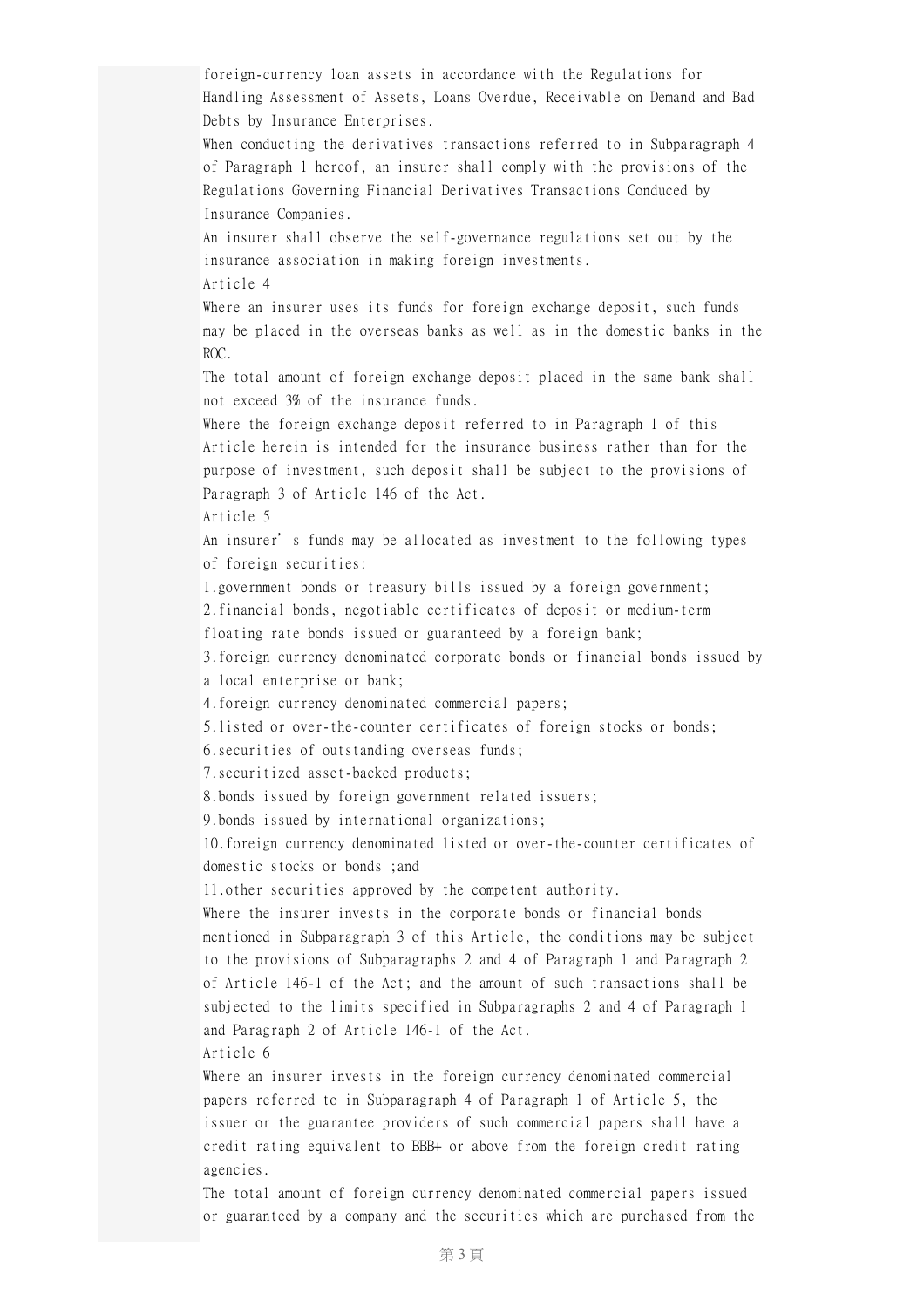foreign-currency loan assets in accordance with the Regulations for Handling Assessment of Assets, Loans Overdue, Receivable on Demand and Bad Debts by Insurance Enterprises.

When conducting the derivatives transactions referred to in Subparagraph 4 of Paragraph 1 hereof, an insurer shall comply with the provisions of the Regulations Governing Financial Derivatives Transactions Conduced by Insurance Companies.

An insurer shall observe the self-governance regulations set out by the insurance association in making foreign investments.

Article 4

Where an insurer uses its funds for foreign exchange deposit, such funds may be placed in the overseas banks as well as in the domestic banks in the ROC.

The total amount of foreign exchange deposit placed in the same bank shall not exceed 3% of the insurance funds.

Where the foreign exchange deposit referred to in Paragraph 1 of this Article herein is intended for the insurance business rather than for the purpose of investment, such deposit shall be subject to the provisions of Paragraph 3 of Article 146 of the Act.

Article 5

An insurer's funds may be allocated as investment to the following types of foreign securities:

1.government bonds or treasury bills issued by a foreign government;
2.financial bonds, negotiable certificates of deposit or medium-term floating rate bonds issued or guaranteed by a foreign bank;
3.foreign currency denominated corporate bonds or financial bonds issued by a local enterprise or bank;
4.foreign currency denominated commercial papers;
5.listed or over-the-counter certificates of foreign stocks or bonds;
6.securities of outstanding overseas funds;
7.securitized asset-backed products;
8.bonds issued by foreign government related issuers;
9.bonds issued by international organizations;
10.foreign currency denominated listed or over-the-counter certificates of domestic stocks or bonds ;and
11.other securities approved by the competent authority.

Where the insurer invests in the corporate bonds or financial bonds mentioned in Subparagraph 3 of this Article, the conditions may be subject to the provisions of Subparagraphs 2 and 4 of Paragraph 1 and Paragraph 2 of Article 146-1 of the Act; and the amount of such transactions shall be subjected to the limits specified in Subparagraphs 2 and 4 of Paragraph 1 and Paragraph 2 of Article 146-1 of the Act.

Article 6

Where an insurer invests in the foreign currency denominated commercial papers referred to in Subparagraph 4 of Paragraph 1 of Article 5, the issuer or the guarantee providers of such commercial papers shall have a credit rating equivalent to BBB+ or above from the foreign credit rating agencies.

The total amount of foreign currency denominated commercial papers issued or guaranteed by a company and the securities which are purchased from the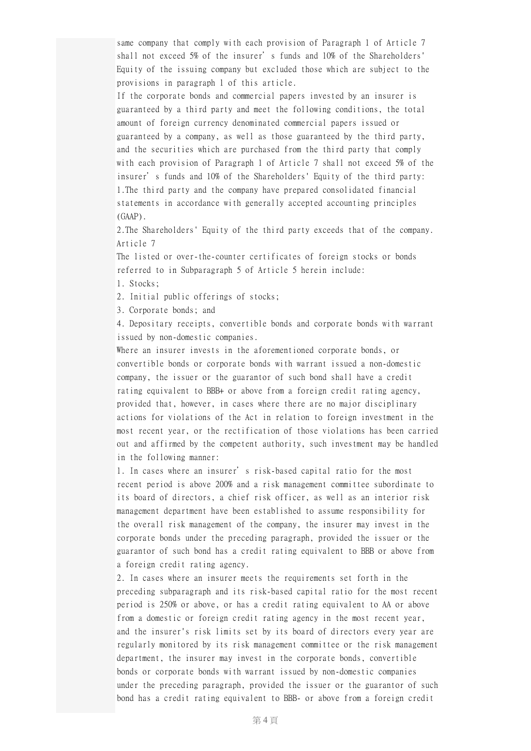same company that comply with each provision of Paragraph 1 of Article 7 shall not exceed 5% of the insurer's funds and 10% of the Shareholders' Equity of the issuing company but excluded those which are subject to the provisions in paragraph 1 of this article.

If the corporate bonds and commercial papers invested by an insurer is guaranteed by a third party and meet the following conditions, the total amount of foreign currency denominated commercial papers issued or guaranteed by a company, as well as those guaranteed by the third party, and the securities which are purchased from the third party that comply with each provision of Paragraph 1 of Article 7 shall not exceed 5% of the insurer's funds and 10% of the Shareholders' Equity of the third party:

1.The third party and the company have prepared consolidated financial statements in accordance with generally accepted accounting principles (GAAP).

2.The Shareholders' Equity of the third party exceeds that of the company.

Article 7

The listed or over-the-counter certificates of foreign stocks or bonds referred to in Subparagraph 5 of Article 5 herein include:

1. Stocks;
2. Initial public offerings of stocks;
3. Corporate bonds; and
4. Depositary receipts, convertible bonds and corporate bonds with warrant issued by non-domestic companies.

Where an insurer invests in the aforementioned corporate bonds, or convertible bonds or corporate bonds with warrant issued a non-domestic company, the issuer or the guarantor of such bond shall have a credit rating equivalent to BBB+ or above from a foreign credit rating agency, provided that, however, in cases where there are no major disciplinary actions for violations of the Act in relation to foreign investment in the most recent year, or the rectification of those violations has been carried out and affirmed by the competent authority, such investment may be handled in the following manner:

1. In cases where an insurer's risk-based capital ratio for the most recent period is above 200% and a risk management committee subordinate to its board of directors, a chief risk officer, as well as an interior risk management department have been established to assume responsibility for the overall risk management of the company, the insurer may invest in the corporate bonds under the preceding paragraph, provided the issuer or the guarantor of such bond has a credit rating equivalent to BBB or above from a foreign credit rating agency.

2. In cases where an insurer meets the requirements set forth in the preceding subparagraph and its risk-based capital ratio for the most recent period is 250% or above, or has a credit rating equivalent to AA or above from a domestic or foreign credit rating agency in the most recent year, and the insurer's risk limits set by its board of directors every year are regularly monitored by its risk management committee or the risk management department, the insurer may invest in the corporate bonds, convertible bonds or corporate bonds with warrant issued by non-domestic companies under the preceding paragraph, provided the issuer or the guarantor of such bond has a credit rating equivalent to BBB- or above from a foreign credit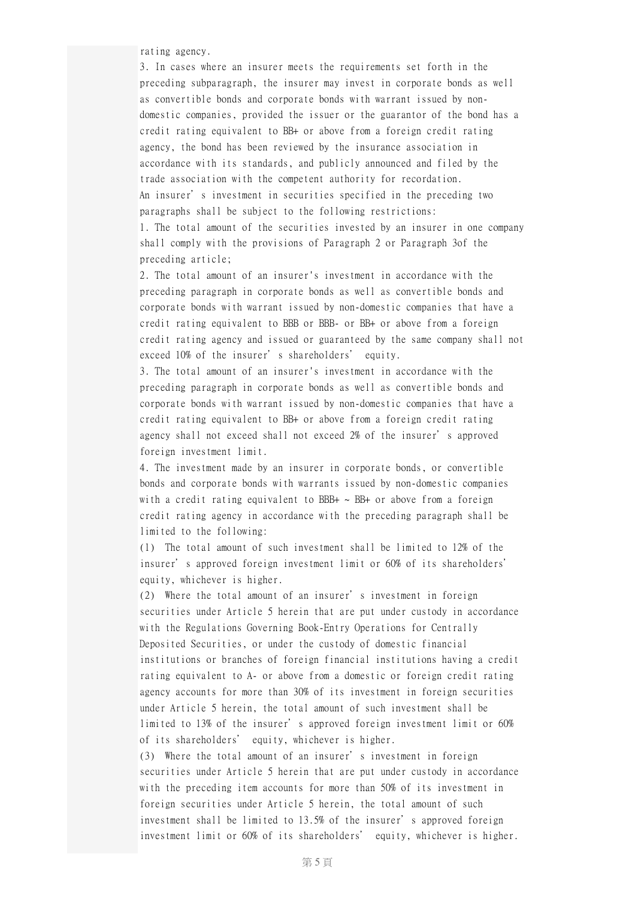rating agency.

3. In cases where an insurer meets the requirements set forth in the preceding subparagraph, the insurer may invest in corporate bonds as well as convertible bonds and corporate bonds with warrant issued by non-domestic companies, provided the issuer or the guarantor of the bond has a credit rating equivalent to BB+ or above from a foreign credit rating agency, the bond has been reviewed by the insurance association in accordance with its standards, and publicly announced and filed by the trade association with the competent authority for recordation.

An insurer's investment in securities specified in the preceding two paragraphs shall be subject to the following restrictions:

1. The total amount of the securities invested by an insurer in one company shall comply with the provisions of Paragraph 2 or Paragraph 3of the preceding article;
2. The total amount of an insurer's investment in accordance with the preceding paragraph in corporate bonds as well as convertible bonds and corporate bonds with warrant issued by non-domestic companies that have a credit rating equivalent to BBB or BBB- or BB+ or above from a foreign credit rating agency and issued or guaranteed by the same company shall not exceed 10% of the insurer's shareholders' equity.
3. The total amount of an insurer's investment in accordance with the preceding paragraph in corporate bonds as well as convertible bonds and corporate bonds with warrant issued by non-domestic companies that have a credit rating equivalent to BB+ or above from a foreign credit rating agency shall not exceed shall not exceed 2% of the insurer's approved foreign investment limit.
4. The investment made by an insurer in corporate bonds, or convertible bonds and corporate bonds with warrants issued by non-domestic companies with a credit rating equivalent to BBB+ ~ BB+ or above from a foreign credit rating agency in accordance with the preceding paragraph shall be limited to the following:

(1) The total amount of such investment shall be limited to 12% of the insurer's approved foreign investment limit or 60% of its shareholders' equity, whichever is higher.

(2) Where the total amount of an insurer's investment in foreign securities under Article 5 herein that are put under custody in accordance with the Regulations Governing Book-Entry Operations for Centrally Deposited Securities, or under the custody of domestic financial institutions or branches of foreign financial institutions having a credit rating equivalent to A- or above from a domestic or foreign credit rating agency accounts for more than 30% of its investment in foreign securities under Article 5 herein, the total amount of such investment shall be limited to 13% of the insurer's approved foreign investment limit or 60% of its shareholders' equity, whichever is higher.

(3) Where the total amount of an insurer's investment in foreign securities under Article 5 herein that are put under custody in accordance with the preceding item accounts for more than 50% of its investment in foreign securities under Article 5 herein, the total amount of such investment shall be limited to 13.5% of the insurer's approved foreign investment limit or 60% of its shareholders' equity, whichever is higher.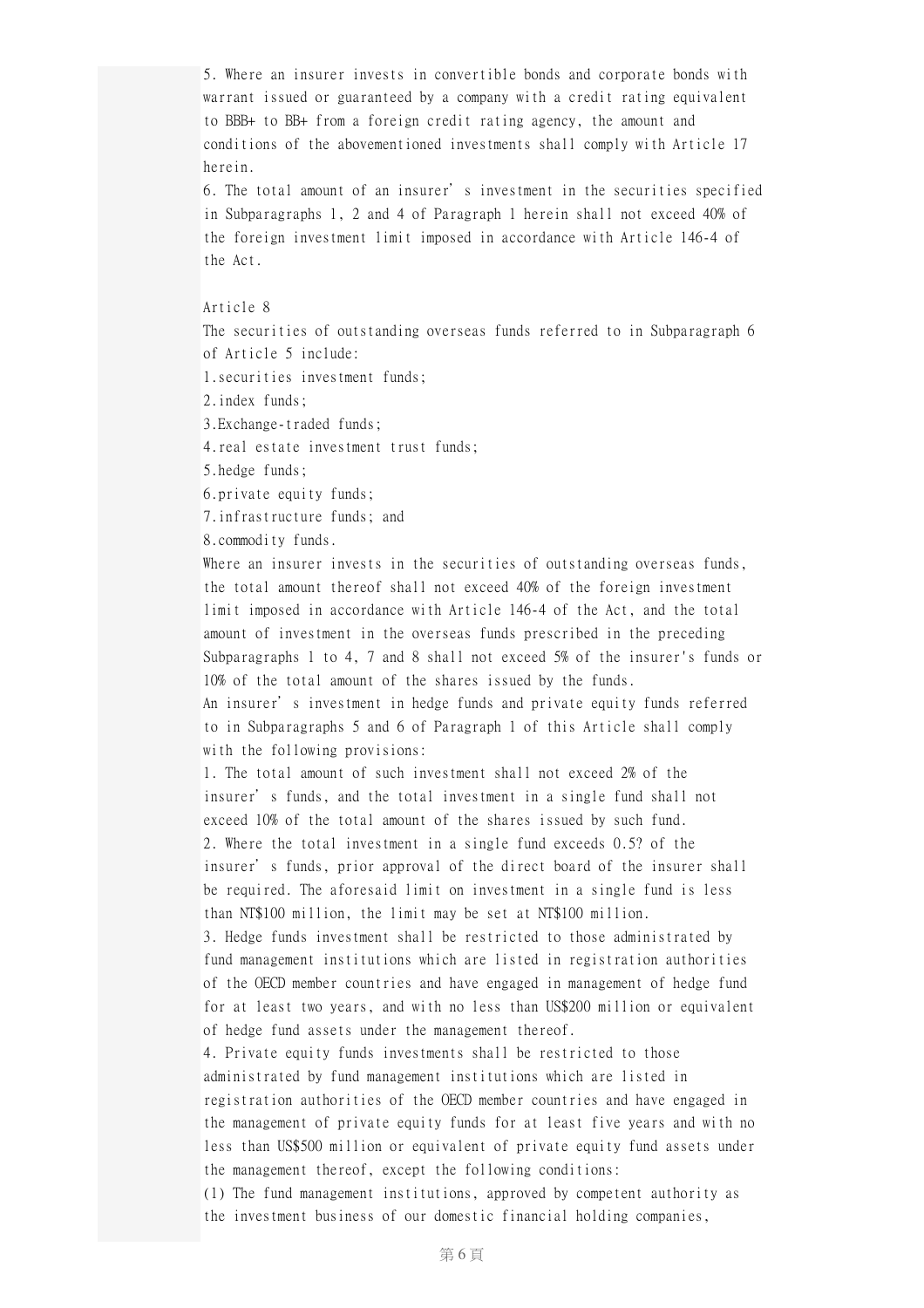5. Where an insurer invests in convertible bonds and corporate bonds with warrant issued or guaranteed by a company with a credit rating equivalent to BBB+ to BB+ from a foreign credit rating agency, the amount and conditions of the abovementioned investments shall comply with Article 17 herein.

6. The total amount of an insurer's investment in the securities specified in Subparagraphs 1, 2 and 4 of Paragraph 1 herein shall not exceed 40% of the foreign investment limit imposed in accordance with Article 146-4 of the Act.

Article 8

The securities of outstanding overseas funds referred to in Subparagraph 6 of Article 5 include:

1.securities investment funds;

2.index funds;

3.Exchange-traded funds;

4.real estate investment trust funds;

5.hedge funds;

6.private equity funds;

7.infrastructure funds; and

8.commodity funds.

Where an insurer invests in the securities of outstanding overseas funds, the total amount thereof shall not exceed 40% of the foreign investment limit imposed in accordance with Article 146-4 of the Act, and the total amount of investment in the overseas funds prescribed in the preceding Subparagraphs 1 to 4, 7 and 8 shall not exceed 5% of the insurer's funds or 10% of the total amount of the shares issued by the funds.

An insurer's investment in hedge funds and private equity funds referred to in Subparagraphs 5 and 6 of Paragraph 1 of this Article shall comply with the following provisions:

1. The total amount of such investment shall not exceed 2% of the insurer's funds, and the total investment in a single fund shall not exceed 10% of the total amount of the shares issued by such fund.

2. Where the total investment in a single fund exceeds 0.5? of the insurer's funds, prior approval of the direct board of the insurer shall be required. The aforesaid limit on investment in a single fund is less than NT$100 million, the limit may be set at NT$100 million.

3. Hedge funds investment shall be restricted to those administrated by fund management institutions which are listed in registration authorities of the OECD member countries and have engaged in management of hedge fund for at least two years, and with no less than US$200 million or equivalent of hedge fund assets under the management thereof.

4. Private equity funds investments shall be restricted to those administrated by fund management institutions which are listed in registration authorities of the OECD member countries and have engaged in the management of private equity funds for at least five years and with no less than US$500 million or equivalent of private equity fund assets under the management thereof, except the following conditions:

(1) The fund management institutions, approved by competent authority as the investment business of our domestic financial holding companies,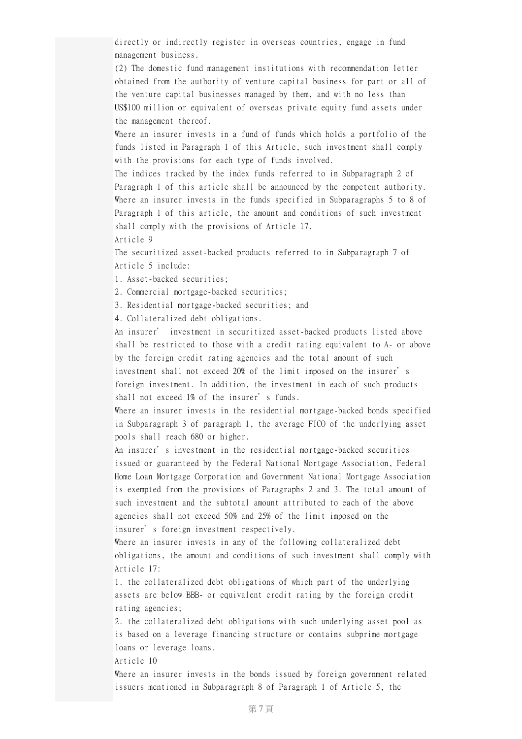directly or indirectly register in overseas countries, engage in fund management business.

(2) The domestic fund management institutions with recommendation letter obtained from the authority of venture capital business for part or all of the venture capital businesses managed by them, and with no less than US$100 million or equivalent of overseas private equity fund assets under the management thereof.

Where an insurer invests in a fund of funds which holds a portfolio of the funds listed in Paragraph 1 of this Article, such investment shall comply with the provisions for each type of funds involved.

The indices tracked by the index funds referred to in Subparagraph 2 of Paragraph 1 of this article shall be announced by the competent authority.

Where an insurer invests in the funds specified in Subparagraphs 5 to 8 of Paragraph 1 of this article, the amount and conditions of such investment shall comply with the provisions of Article 17.

Article 9

The securitized asset-backed products referred to in Subparagraph 7 of Article 5 include:

1. Asset-backed securities;
2. Commercial mortgage-backed securities;
3. Residential mortgage-backed securities; and
4. Collateralized debt obligations.

An insurer' investment in securitized asset-backed products listed above shall be restricted to those with a credit rating equivalent to A- or above by the foreign credit rating agencies and the total amount of such investment shall not exceed 20% of the limit imposed on the insurer's foreign investment. In addition, the investment in each of such products shall not exceed 1% of the insurer's funds.

Where an insurer invests in the residential mortgage-backed bonds specified in Subparagraph 3 of paragraph 1, the average FICO of the underlying asset pools shall reach 680 or higher.

An insurer's investment in the residential mortgage-backed securities issued or guaranteed by the Federal National Mortgage Association, Federal Home Loan Mortgage Corporation and Government National Mortgage Association is exempted from the provisions of Paragraphs 2 and 3. The total amount of such investment and the subtotal amount attributed to each of the above agencies shall not exceed 50% and 25% of the limit imposed on the insurer's foreign investment respectively.

Where an insurer invests in any of the following collateralized debt obligations, the amount and conditions of such investment shall comply with Article 17:

1. the collateralized debt obligations of which part of the underlying assets are below BBB- or equivalent credit rating by the foreign credit rating agencies;
2. the collateralized debt obligations with such underlying asset pool as is based on a leverage financing structure or contains subprime mortgage loans or leverage loans.

Article 10

Where an insurer invests in the bonds issued by foreign government related issuers mentioned in Subparagraph 8 of Paragraph 1 of Article 5, the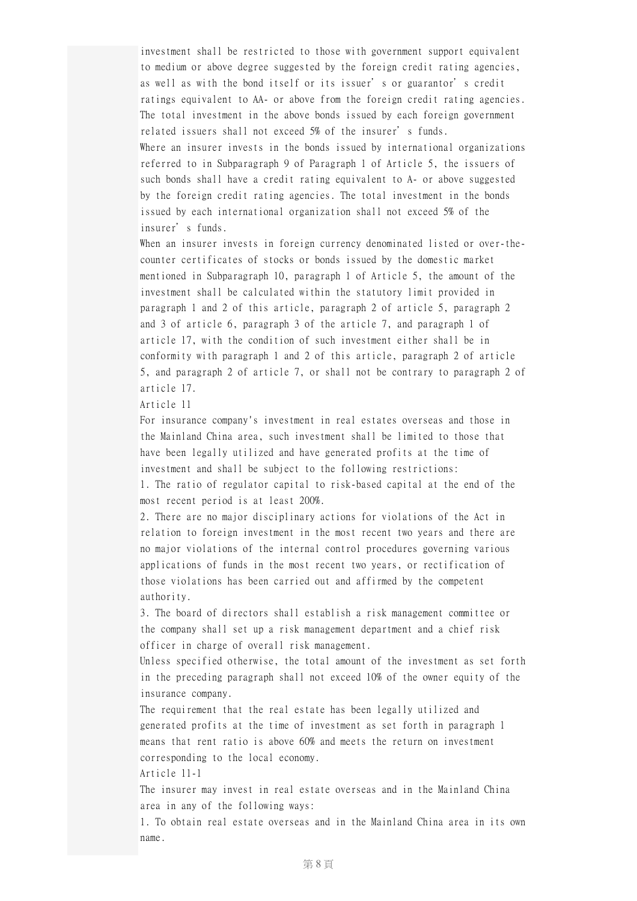investment shall be restricted to those with government support equivalent to medium or above degree suggested by the foreign credit rating agencies, as well as with the bond itself or its issuer's or guarantor's credit ratings equivalent to AA- or above from the foreign credit rating agencies. The total investment in the above bonds issued by each foreign government related issuers shall not exceed 5% of the insurer's funds.

Where an insurer invests in the bonds issued by international organizations referred to in Subparagraph 9 of Paragraph 1 of Article 5, the issuers of such bonds shall have a credit rating equivalent to A- or above suggested by the foreign credit rating agencies. The total investment in the bonds issued by each international organization shall not exceed 5% of the insurer's funds.

When an insurer invests in foreign currency denominated listed or over-the-counter certificates of stocks or bonds issued by the domestic market mentioned in Subparagraph 10, paragraph 1 of Article 5, the amount of the investment shall be calculated within the statutory limit provided in paragraph 1 and 2 of this article, paragraph 2 of article 5, paragraph 2 and 3 of article 6, paragraph 3 of the article 7, and paragraph 1 of article 17, with the condition of such investment either shall be in conformity with paragraph 1 and 2 of this article, paragraph 2 of article 5, and paragraph 2 of article 7, or shall not be contrary to paragraph 2 of article 17.

Article 11

For insurance company's investment in real estates overseas and those in the Mainland China area, such investment shall be limited to those that have been legally utilized and have generated profits at the time of investment and shall be subject to the following restrictions:

1. The ratio of regulator capital to risk-based capital at the end of the most recent period is at least 200%.
2. There are no major disciplinary actions for violations of the Act in relation to foreign investment in the most recent two years and there are no major violations of the internal control procedures governing various applications of funds in the most recent two years, or rectification of those violations has been carried out and affirmed by the competent authority.
3. The board of directors shall establish a risk management committee or the company shall set up a risk management department and a chief risk officer in charge of overall risk management.

Unless specified otherwise, the total amount of the investment as set forth in the preceding paragraph shall not exceed 10% of the owner equity of the insurance company.

The requirement that the real estate has been legally utilized and generated profits at the time of investment as set forth in paragraph 1 means that rent ratio is above 60% and meets the return on investment corresponding to the local economy.

Article 11-1

The insurer may invest in real estate overseas and in the Mainland China area in any of the following ways:

1. To obtain real estate overseas and in the Mainland China area in its own name.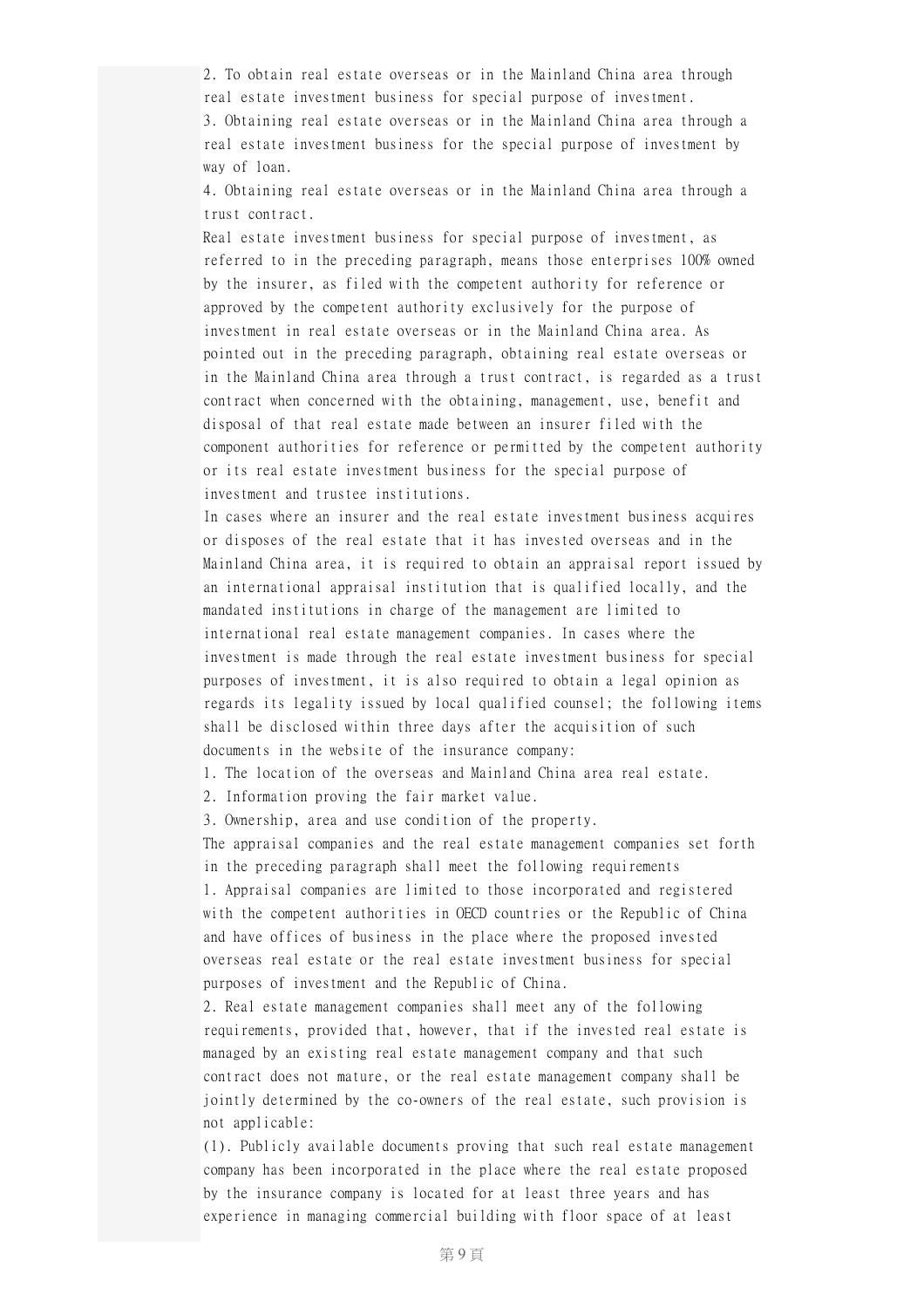2. To obtain real estate overseas or in the Mainland China area through real estate investment business for special purpose of investment.

3. Obtaining real estate overseas or in the Mainland China area through a real estate investment business for the special purpose of investment by way of loan.

4. Obtaining real estate overseas or in the Mainland China area through a trust contract.

Real estate investment business for special purpose of investment, as referred to in the preceding paragraph, means those enterprises 100% owned by the insurer, as filed with the competent authority for reference or approved by the competent authority exclusively for the purpose of investment in real estate overseas or in the Mainland China area. As pointed out in the preceding paragraph, obtaining real estate overseas or in the Mainland China area through a trust contract, is regarded as a trust contract when concerned with the obtaining, management, use, benefit and disposal of that real estate made between an insurer filed with the component authorities for reference or permitted by the competent authority or its real estate investment business for the special purpose of investment and trustee institutions.

In cases where an insurer and the real estate investment business acquires or disposes of the real estate that it has invested overseas and in the Mainland China area, it is required to obtain an appraisal report issued by an international appraisal institution that is qualified locally, and the mandated institutions in charge of the management are limited to international real estate management companies. In cases where the investment is made through the real estate investment business for special purposes of investment, it is also required to obtain a legal opinion as regards its legality issued by local qualified counsel; the following items shall be disclosed within three days after the acquisition of such documents in the website of the insurance company:

1. The location of the overseas and Mainland China area real estate.

2. Information proving the fair market value.

3. Ownership, area and use condition of the property.

The appraisal companies and the real estate management companies set forth in the preceding paragraph shall meet the following requirements

1. Appraisal companies are limited to those incorporated and registered with the competent authorities in OECD countries or the Republic of China and have offices of business in the place where the proposed invested overseas real estate or the real estate investment business for special purposes of investment and the Republic of China.

2. Real estate management companies shall meet any of the following requirements, provided that, however, that if the invested real estate is managed by an existing real estate management company and that such contract does not mature, or the real estate management company shall be jointly determined by the co-owners of the real estate, such provision is not applicable:

(1). Publicly available documents proving that such real estate management company has been incorporated in the place where the real estate proposed by the insurance company is located for at least three years and has experience in managing commercial building with floor space of at least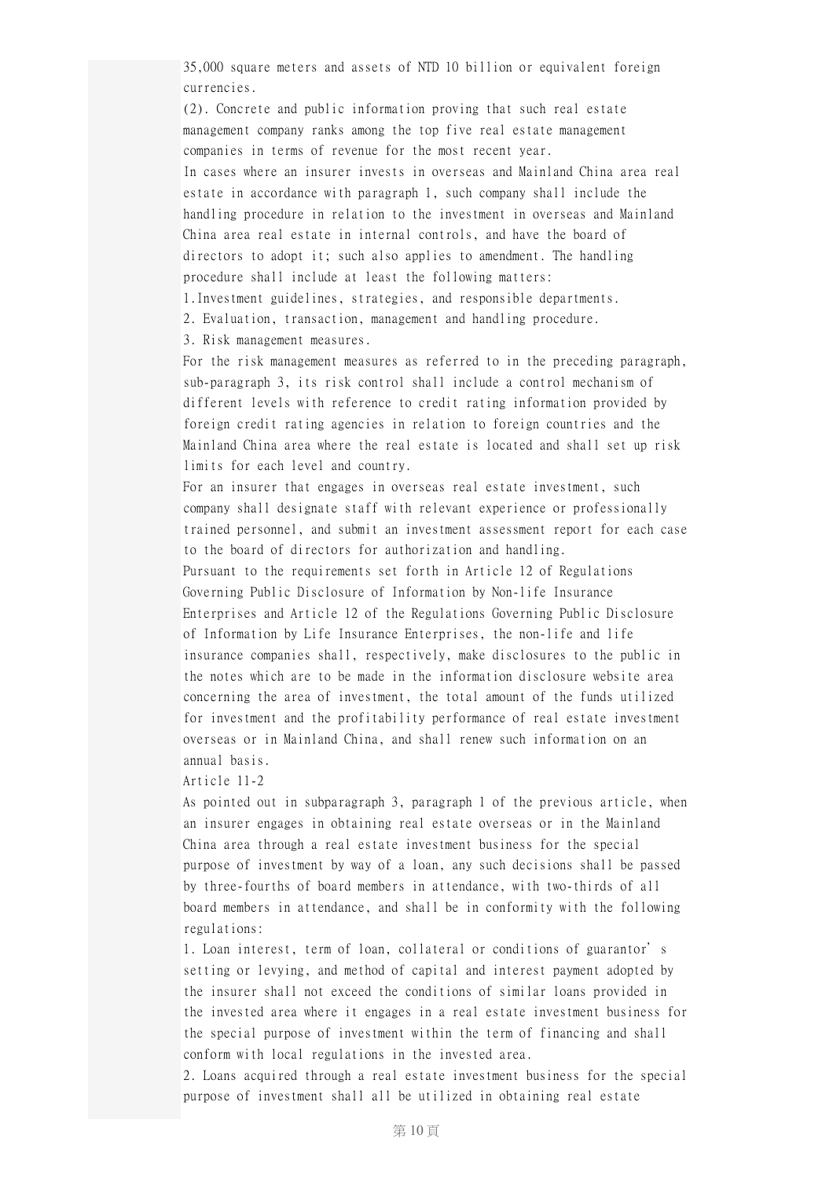35,000 square meters and assets of NTD 10 billion or equivalent foreign currencies.

(2). Concrete and public information proving that such real estate management company ranks among the top five real estate management companies in terms of revenue for the most recent year.

In cases where an insurer invests in overseas and Mainland China area real estate in accordance with paragraph 1, such company shall include the handling procedure in relation to the investment in overseas and Mainland China area real estate in internal controls, and have the board of directors to adopt it; such also applies to amendment. The handling procedure shall include at least the following matters:

1.Investment guidelines, strategies, and responsible departments.

2. Evaluation, transaction, management and handling procedure.

3. Risk management measures.

For the risk management measures as referred to in the preceding paragraph, sub-paragraph 3, its risk control shall include a control mechanism of different levels with reference to credit rating information provided by foreign credit rating agencies in relation to foreign countries and the Mainland China area where the real estate is located and shall set up risk limits for each level and country.

For an insurer that engages in overseas real estate investment, such company shall designate staff with relevant experience or professionally trained personnel, and submit an investment assessment report for each case to the board of directors for authorization and handling.

Pursuant to the requirements set forth in Article 12 of Regulations Governing Public Disclosure of Information by Non-life Insurance Enterprises and Article 12 of the Regulations Governing Public Disclosure of Information by Life Insurance Enterprises, the non-life and life insurance companies shall, respectively, make disclosures to the public in the notes which are to be made in the information disclosure website area concerning the area of investment, the total amount of the funds utilized for investment and the profitability performance of real estate investment overseas or in Mainland China, and shall renew such information on an annual basis.

Article 11-2

As pointed out in subparagraph 3, paragraph 1 of the previous article, when an insurer engages in obtaining real estate overseas or in the Mainland China area through a real estate investment business for the special purpose of investment by way of a loan, any such decisions shall be passed by three-fourths of board members in attendance, with two-thirds of all board members in attendance, and shall be in conformity with the following regulations:

1. Loan interest, term of loan, collateral or conditions of guarantor's setting or levying, and method of capital and interest payment adopted by the insurer shall not exceed the conditions of similar loans provided in the invested area where it engages in a real estate investment business for the special purpose of investment within the term of financing and shall conform with local regulations in the invested area.

2. Loans acquired through a real estate investment business for the special purpose of investment shall all be utilized in obtaining real estate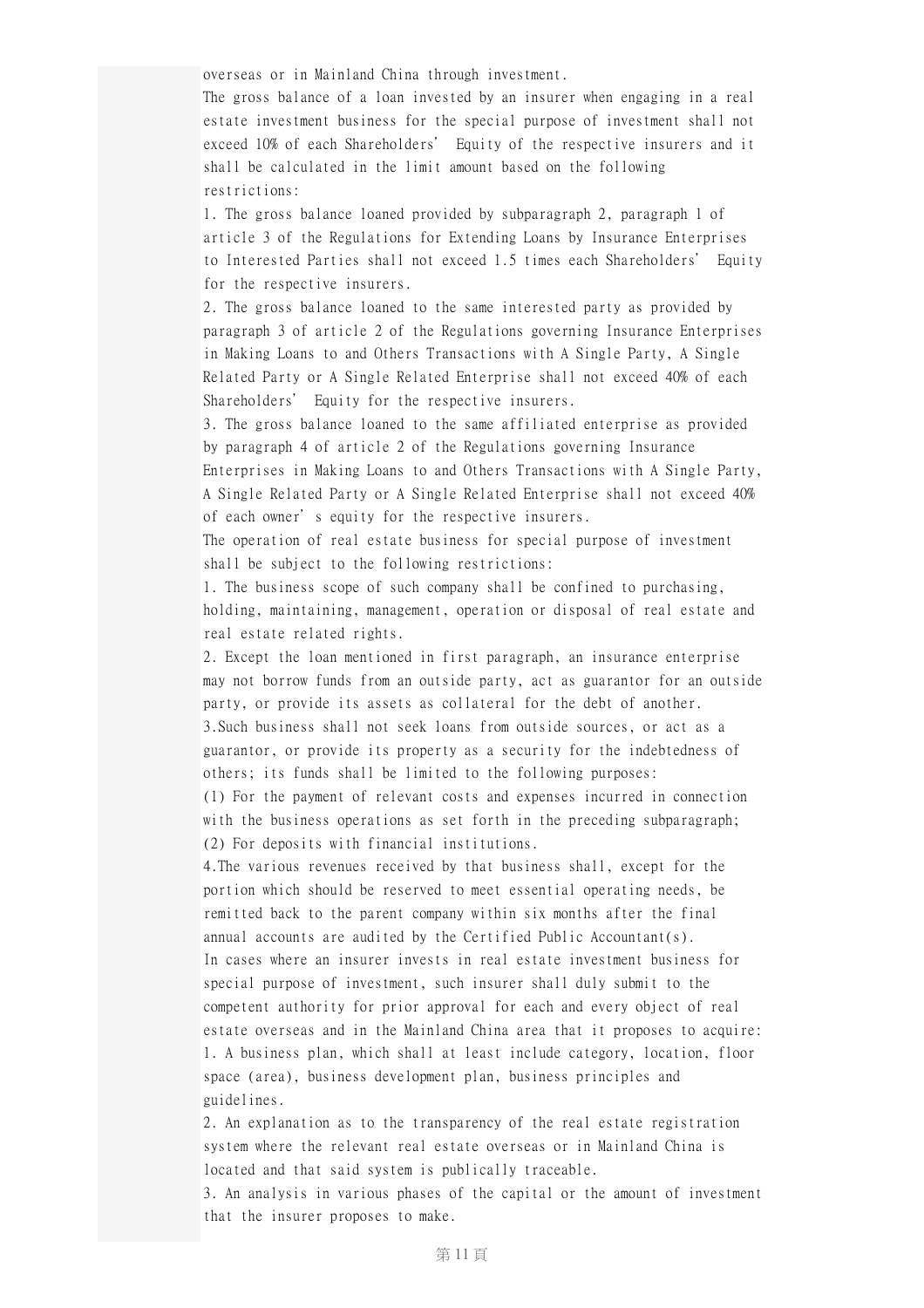overseas or in Mainland China through investment.

The gross balance of a loan invested by an insurer when engaging in a real estate investment business for the special purpose of investment shall not exceed 10% of each Shareholders' Equity of the respective insurers and it shall be calculated in the limit amount based on the following restrictions:

1. The gross balance loaned provided by subparagraph 2, paragraph 1 of article 3 of the Regulations for Extending Loans by Insurance Enterprises to Interested Parties shall not exceed 1.5 times each Shareholders' Equity for the respective insurers.
2. The gross balance loaned to the same interested party as provided by paragraph 3 of article 2 of the Regulations governing Insurance Enterprises in Making Loans to and Others Transactions with A Single Party, A Single Related Party or A Single Related Enterprise shall not exceed 40% of each Shareholders' Equity for the respective insurers.
3. The gross balance loaned to the same affiliated enterprise as provided by paragraph 4 of article 2 of the Regulations governing Insurance Enterprises in Making Loans to and Others Transactions with A Single Party, A Single Related Party or A Single Related Enterprise shall not exceed 40% of each owner's equity for the respective insurers.

The operation of real estate business for special purpose of investment shall be subject to the following restrictions:

1. The business scope of such company shall be confined to purchasing, holding, maintaining, management, operation or disposal of real estate and real estate related rights.
2. Except the loan mentioned in first paragraph, an insurance enterprise may not borrow funds from an outside party, act as guarantor for an outside party, or provide its assets as collateral for the debt of another.
3. Such business shall not seek loans from outside sources, or act as a guarantor, or provide its property as a security for the indebtedness of others; its funds shall be limited to the following purposes:
   (1) For the payment of relevant costs and expenses incurred in connection with the business operations as set forth in the preceding subparagraph;
   (2) For deposits with financial institutions.
4. The various revenues received by that business shall, except for the portion which should be reserved to meet essential operating needs, be remitted back to the parent company within six months after the final annual accounts are audited by the Certified Public Accountant(s).

In cases where an insurer invests in real estate investment business for special purpose of investment, such insurer shall duly submit to the competent authority for prior approval for each and every object of real estate overseas and in the Mainland China area that it proposes to acquire:

1. A business plan, which shall at least include category, location, floor space (area), business development plan, business principles and guidelines.
2. An explanation as to the transparency of the real estate registration system where the relevant real estate overseas or in Mainland China is located and that said system is publically traceable.
3. An analysis in various phases of the capital or the amount of investment that the insurer proposes to make.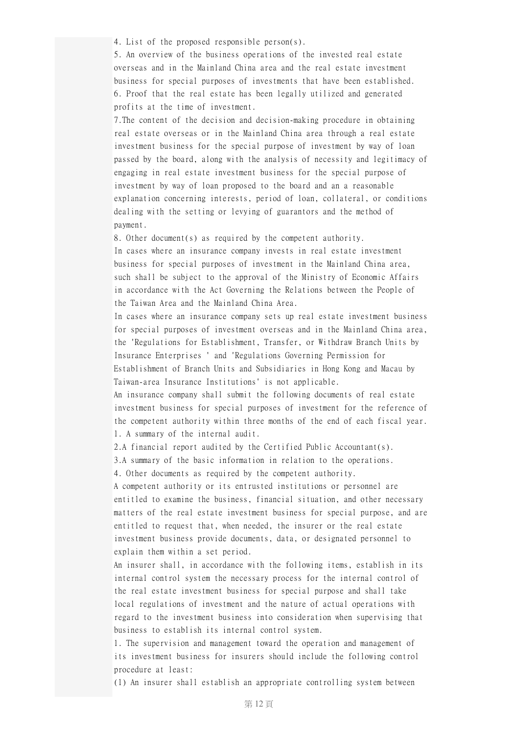4. List of the proposed responsible person(s).
5. An overview of the business operations of the invested real estate overseas and in the Mainland China area and the real estate investment business for special purposes of investments that have been established.
6. Proof that the real estate has been legally utilized and generated profits at the time of investment.
7.The content of the decision and decision-making procedure in obtaining real estate overseas or in the Mainland China area through a real estate investment business for the special purpose of investment by way of loan passed by the board, along with the analysis of necessity and legitimacy of engaging in real estate investment business for the special purpose of investment by way of loan proposed to the board and an a reasonable explanation concerning interests, period of loan, collateral, or conditions dealing with the setting or levying of guarantors and the method of payment.
8. Other document(s) as required by the competent authority.

In cases where an insurance company invests in real estate investment business for special purposes of investment in the Mainland China area, such shall be subject to the approval of the Ministry of Economic Affairs in accordance with the Act Governing the Relations between the People of the Taiwan Area and the Mainland China Area.

In cases where an insurance company sets up real estate investment business for special purposes of investment overseas and in the Mainland China area, the 'Regulations for Establishment, Transfer, or Withdraw Branch Units by Insurance Enterprises ' and 'Regulations Governing Permission for Establishment of Branch Units and Subsidiaries in Hong Kong and Macau by Taiwan-area Insurance Institutions' is not applicable.

An insurance company shall submit the following documents of real estate investment business for special purposes of investment for the reference of the competent authority within three months of the end of each fiscal year.
1. A summary of the internal audit.
2.A financial report audited by the Certified Public Accountant(s).
3.A summary of the basic information in relation to the operations.
4. Other documents as required by the competent authority.

A competent authority or its entrusted institutions or personnel are entitled to examine the business, financial situation, and other necessary matters of the real estate investment business for special purpose, and are entitled to request that, when needed, the insurer or the real estate investment business provide documents, data, or designated personnel to explain them within a set period.

An insurer shall, in accordance with the following items, establish in its internal control system the necessary process for the internal control of the real estate investment business for special purpose and shall take local regulations of investment and the nature of actual operations with regard to the investment business into consideration when supervising that business to establish its internal control system.
1. The supervision and management toward the operation and management of its investment business for insurers should include the following control procedure at least:
(1) An insurer shall establish an appropriate controlling system between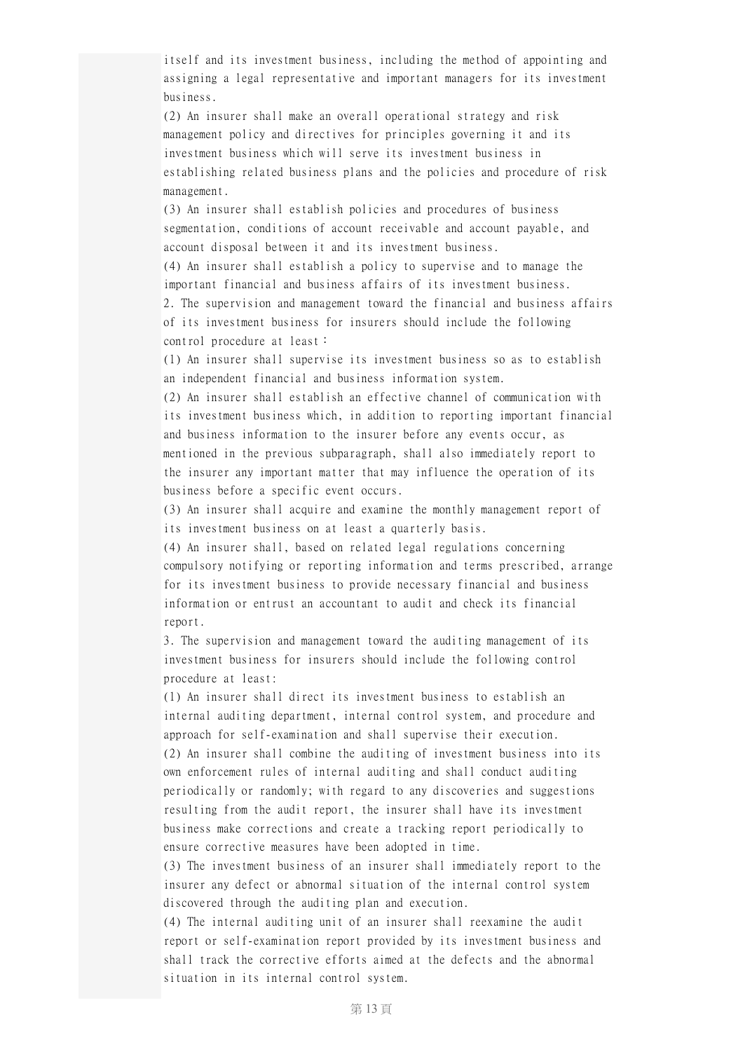itself and its investment business, including the method of appointing and assigning a legal representative and important managers for its investment business.

(2) An insurer shall make an overall operational strategy and risk management policy and directives for principles governing it and its investment business which will serve its investment business in establishing related business plans and the policies and procedure of risk management.

(3) An insurer shall establish policies and procedures of business segmentation, conditions of account receivable and account payable, and account disposal between it and its investment business.

(4) An insurer shall establish a policy to supervise and to manage the important financial and business affairs of its investment business.

2. The supervision and management toward the financial and business affairs of its investment business for insurers should include the following control procedure at least：

(1) An insurer shall supervise its investment business so as to establish an independent financial and business information system.

(2) An insurer shall establish an effective channel of communication with its investment business which, in addition to reporting important financial and business information to the insurer before any events occur, as mentioned in the previous subparagraph, shall also immediately report to the insurer any important matter that may influence the operation of its business before a specific event occurs.

(3) An insurer shall acquire and examine the monthly management report of its investment business on at least a quarterly basis.

(4) An insurer shall, based on related legal regulations concerning compulsory notifying or reporting information and terms prescribed, arrange for its investment business to provide necessary financial and business information or entrust an accountant to audit and check its financial report.

3. The supervision and management toward the auditing management of its investment business for insurers should include the following control procedure at least:

(1) An insurer shall direct its investment business to establish an internal auditing department, internal control system, and procedure and approach for self-examination and shall supervise their execution.

(2) An insurer shall combine the auditing of investment business into its own enforcement rules of internal auditing and shall conduct auditing periodically or randomly; with regard to any discoveries and suggestions resulting from the audit report, the insurer shall have its investment business make corrections and create a tracking report periodically to ensure corrective measures have been adopted in time.

(3) The investment business of an insurer shall immediately report to the insurer any defect or abnormal situation of the internal control system discovered through the auditing plan and execution.

(4) The internal auditing unit of an insurer shall reexamine the audit report or self-examination report provided by its investment business and shall track the corrective efforts aimed at the defects and the abnormal situation in its internal control system.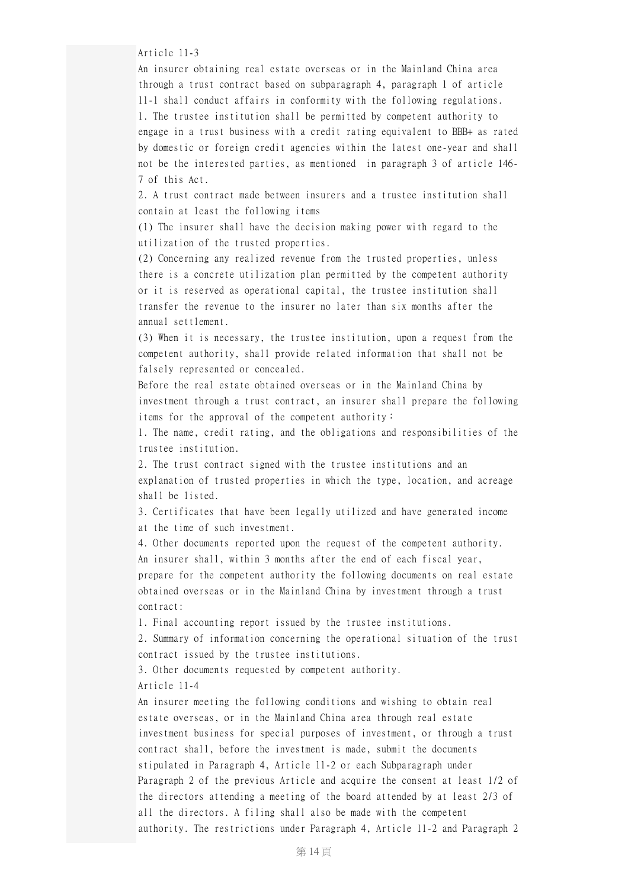Article 11-3

An insurer obtaining real estate overseas or in the Mainland China area through a trust contract based on subparagraph 4, paragraph 1 of article 11-1 shall conduct affairs in conformity with the following regulations.

1. The trustee institution shall be permitted by competent authority to engage in a trust business with a credit rating equivalent to BBB+ as rated by domestic or foreign credit agencies within the latest one-year and shall not be the interested parties, as mentioned  in paragraph 3 of article 146-7 of this Act.

2. A trust contract made between insurers and a trustee institution shall contain at least the following items

(1) The insurer shall have the decision making power with regard to the utilization of the trusted properties.

(2) Concerning any realized revenue from the trusted properties, unless there is a concrete utilization plan permitted by the competent authority or it is reserved as operational capital, the trustee institution shall transfer the revenue to the insurer no later than six months after the annual settlement.

(3) When it is necessary, the trustee institution, upon a request from the competent authority, shall provide related information that shall not be falsely represented or concealed.

Before the real estate obtained overseas or in the Mainland China by investment through a trust contract, an insurer shall prepare the following items for the approval of the competent authority：

1. The name, credit rating, and the obligations and responsibilities of the trustee institution.

2. The trust contract signed with the trustee institutions and an explanation of trusted properties in which the type, location, and acreage shall be listed.

3. Certificates that have been legally utilized and have generated income at the time of such investment.

4. Other documents reported upon the request of the competent authority.

An insurer shall, within 3 months after the end of each fiscal year, prepare for the competent authority the following documents on real estate obtained overseas or in the Mainland China by investment through a trust contract:

1. Final accounting report issued by the trustee institutions.

2. Summary of information concerning the operational situation of the trust contract issued by the trustee institutions.

3. Other documents requested by competent authority.

Article 11-4

An insurer meeting the following conditions and wishing to obtain real estate overseas, or in the Mainland China area through real estate investment business for special purposes of investment, or through a trust contract shall, before the investment is made, submit the documents stipulated in Paragraph 4, Article 11-2 or each Subparagraph under Paragraph 2 of the previous Article and acquire the consent at least 1/2 of the directors attending a meeting of the board attended by at least 2/3 of all the directors. A filing shall also be made with the competent authority. The restrictions under Paragraph 4, Article 11-2 and Paragraph 2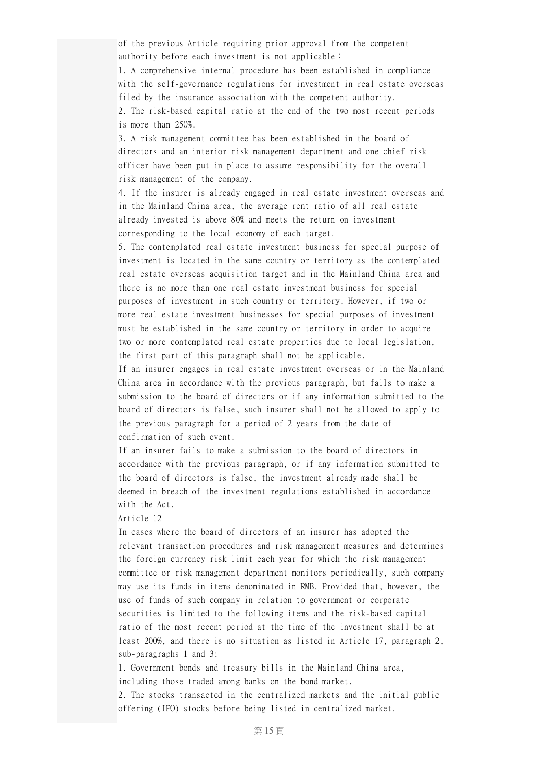of the previous Article requiring prior approval from the competent authority before each investment is not applicable：

1. A comprehensive internal procedure has been established in compliance with the self-governance regulations for investment in real estate overseas filed by the insurance association with the competent authority.
2. The risk-based capital ratio at the end of the two most recent periods is more than 250%.
3. A risk management committee has been established in the board of directors and an interior risk management department and one chief risk officer have been put in place to assume responsibility for the overall risk management of the company.
4. If the insurer is already engaged in real estate investment overseas and in the Mainland China area, the average rent ratio of all real estate already invested is above 80% and meets the return on investment corresponding to the local economy of each target.
5. The contemplated real estate investment business for special purpose of investment is located in the same country or territory as the contemplated real estate overseas acquisition target and in the Mainland China area and there is no more than one real estate investment business for special purposes of investment in such country or territory. However, if two or more real estate investment businesses for special purposes of investment must be established in the same country or territory in order to acquire two or more contemplated real estate properties due to local legislation, the first part of this paragraph shall not be applicable.

If an insurer engages in real estate investment overseas or in the Mainland China area in accordance with the previous paragraph, but fails to make a submission to the board of directors or if any information submitted to the board of directors is false, such insurer shall not be allowed to apply to the previous paragraph for a period of 2 years from the date of confirmation of such event.

If an insurer fails to make a submission to the board of directors in accordance with the previous paragraph, or if any information submitted to the board of directors is false, the investment already made shall be deemed in breach of the investment regulations established in accordance with the Act.

Article 12

In cases where the board of directors of an insurer has adopted the relevant transaction procedures and risk management measures and determines the foreign currency risk limit each year for which the risk management committee or risk management department monitors periodically, such company may use its funds in items denominated in RMB. Provided that, however, the use of funds of such company in relation to government or corporate securities is limited to the following items and the risk-based capital ratio of the most recent period at the time of the investment shall be at least 200%, and there is no situation as listed in Article 17, paragraph 2, sub-paragraphs 1 and 3:

1. Government bonds and treasury bills in the Mainland China area, including those traded among banks on the bond market.
2. The stocks transacted in the centralized markets and the initial public offering (IPO) stocks before being listed in centralized market.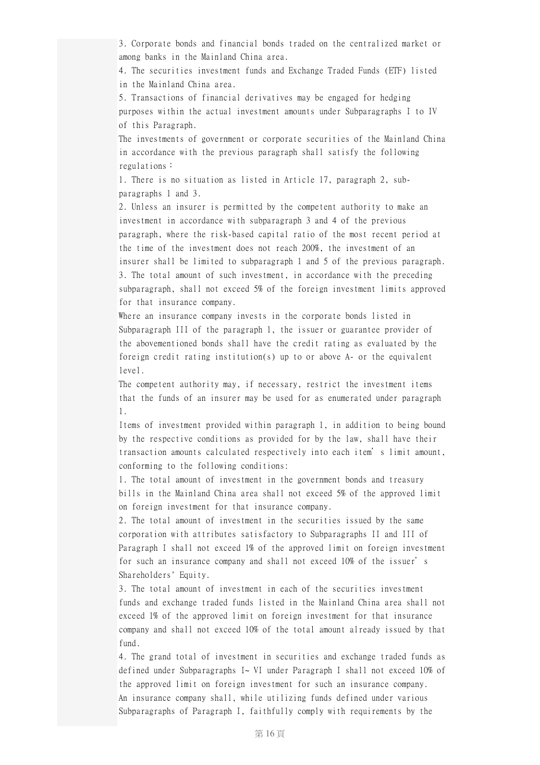3. Corporate bonds and financial bonds traded on the centralized market or among banks in the Mainland China area.
4. The securities investment funds and Exchange Traded Funds (ETF) listed in the Mainland China area.
5. Transactions of financial derivatives may be engaged for hedging purposes within the actual investment amounts under Subparagraphs I to IV of this Paragraph.

The investments of government or corporate securities of the Mainland China in accordance with the previous paragraph shall satisfy the following regulations：

1. There is no situation as listed in Article 17, paragraph 2, sub-paragraphs 1 and 3.
2. Unless an insurer is permitted by the competent authority to make an investment in accordance with subparagraph 3 and 4 of the previous paragraph, where the risk-based capital ratio of the most recent period at the time of the investment does not reach 200%, the investment of an insurer shall be limited to subparagraph 1 and 5 of the previous paragraph.
3. The total amount of such investment, in accordance with the preceding subparagraph, shall not exceed 5% of the foreign investment limits approved for that insurance company.

Where an insurance company invests in the corporate bonds listed in Subparagraph III of the paragraph 1, the issuer or guarantee provider of the abovementioned bonds shall have the credit rating as evaluated by the foreign credit rating institution(s) up to or above A- or the equivalent level.

The competent authority may, if necessary, restrict the investment items that the funds of an insurer may be used for as enumerated under paragraph 1.

Items of investment provided within paragraph 1, in addition to being bound by the respective conditions as provided for by the law, shall have their transaction amounts calculated respectively into each item's limit amount, conforming to the following conditions:

1. The total amount of investment in the government bonds and treasury bills in the Mainland China area shall not exceed 5% of the approved limit on foreign investment for that insurance company.
2. The total amount of investment in the securities issued by the same corporation with attributes satisfactory to Subparagraphs II and III of Paragraph I shall not exceed 1% of the approved limit on foreign investment for such an insurance company and shall not exceed 10% of the issuer's Shareholders' Equity.
3. The total amount of investment in each of the securities investment funds and exchange traded funds listed in the Mainland China area shall not exceed 1% of the approved limit on foreign investment for that insurance company and shall not exceed 10% of the total amount already issued by that fund.
4. The grand total of investment in securities and exchange traded funds as defined under Subparagraphs I~ VI under Paragraph I shall not exceed 10% of the approved limit on foreign investment for such an insurance company.

An insurance company shall, while utilizing funds defined under various Subparagraphs of Paragraph I, faithfully comply with requirements by the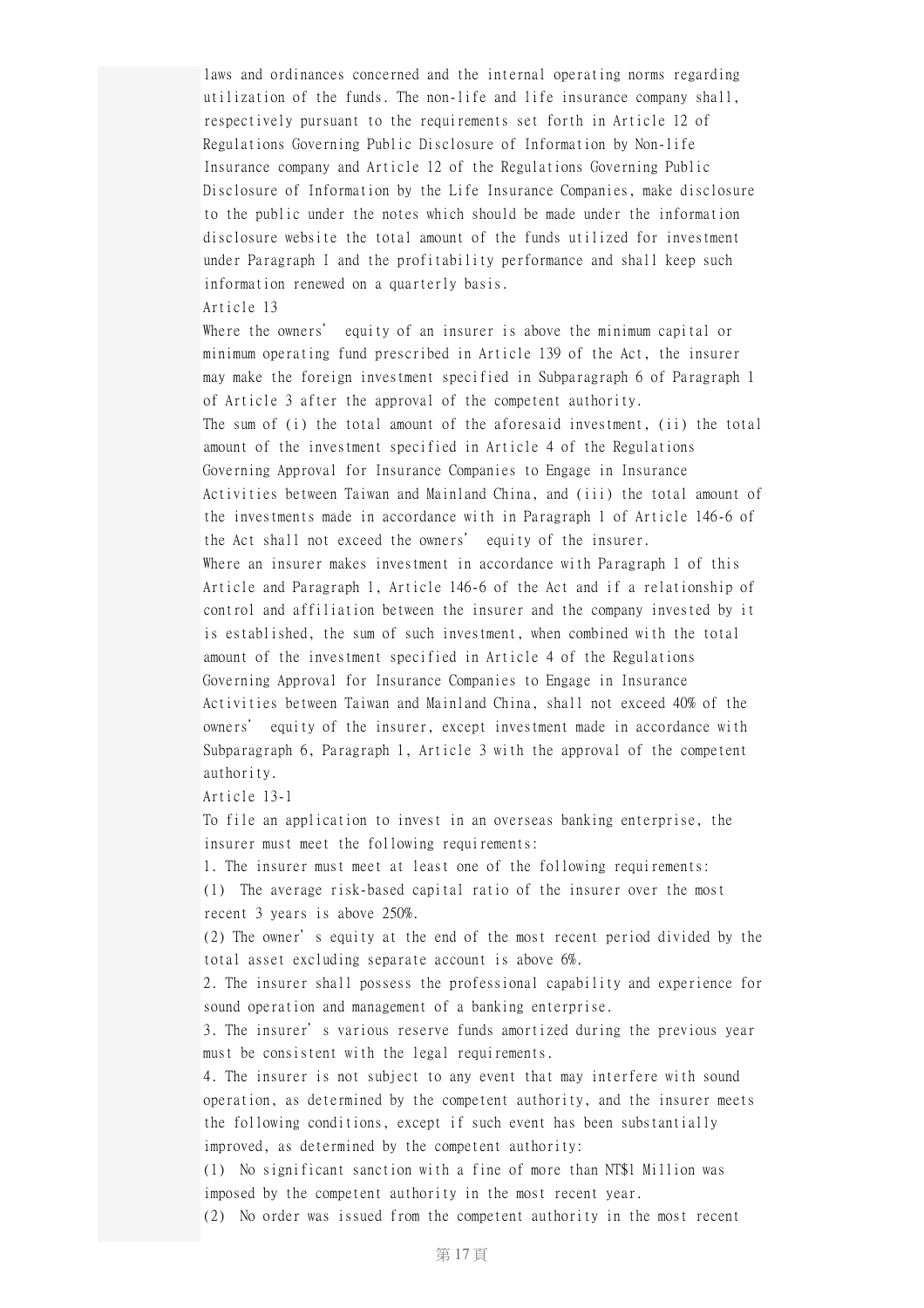laws and ordinances concerned and the internal operating norms regarding utilization of the funds. The non-life and life insurance company shall, respectively pursuant to the requirements set forth in Article 12 of Regulations Governing Public Disclosure of Information by Non-life Insurance company and Article 12 of the Regulations Governing Public Disclosure of Information by the Life Insurance Companies, make disclosure to the public under the notes which should be made under the information disclosure website the total amount of the funds utilized for investment under Paragraph I and the profitability performance and shall keep such information renewed on a quarterly basis.

Article 13

Where the owners' equity of an insurer is above the minimum capital or minimum operating fund prescribed in Article 139 of the Act, the insurer may make the foreign investment specified in Subparagraph 6 of Paragraph 1 of Article 3 after the approval of the competent authority.

The sum of (i) the total amount of the aforesaid investment, (ii) the total amount of the investment specified in Article 4 of the Regulations Governing Approval for Insurance Companies to Engage in Insurance Activities between Taiwan and Mainland China, and (iii) the total amount of the investments made in accordance with in Paragraph 1 of Article 146-6 of the Act shall not exceed the owners' equity of the insurer.

Where an insurer makes investment in accordance with Paragraph 1 of this Article and Paragraph 1, Article 146-6 of the Act and if a relationship of control and affiliation between the insurer and the company invested by it is established, the sum of such investment, when combined with the total amount of the investment specified in Article 4 of the Regulations Governing Approval for Insurance Companies to Engage in Insurance Activities between Taiwan and Mainland China, shall not exceed 40% of the owners' equity of the insurer, except investment made in accordance with Subparagraph 6, Paragraph 1, Article 3 with the approval of the competent authority.

Article 13-1

To file an application to invest in an overseas banking enterprise, the insurer must meet the following requirements:

1. The insurer must meet at least one of the following requirements:

(1) The average risk-based capital ratio of the insurer over the most recent 3 years is above 250%.

(2) The owner's equity at the end of the most recent period divided by the total asset excluding separate account is above 6%.

2. The insurer shall possess the professional capability and experience for sound operation and management of a banking enterprise.

3. The insurer's various reserve funds amortized during the previous year must be consistent with the legal requirements.

4. The insurer is not subject to any event that may interfere with sound operation, as determined by the competent authority, and the insurer meets the following conditions, except if such event has been substantially improved, as determined by the competent authority:

(1) No significant sanction with a fine of more than NT$1 Million was imposed by the competent authority in the most recent year.

(2) No order was issued from the competent authority in the most recent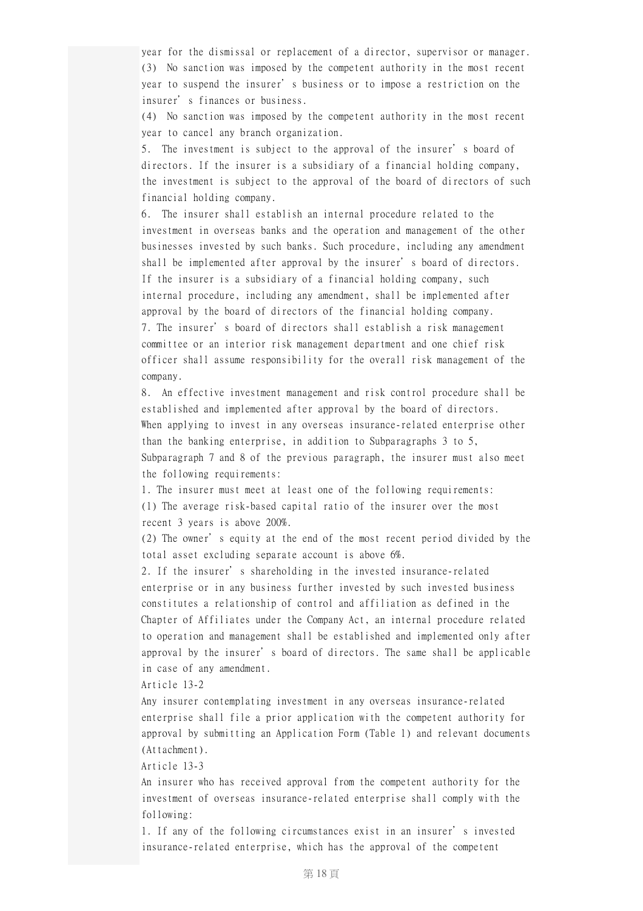year for the dismissal or replacement of a director, supervisor or manager.

(3) No sanction was imposed by the competent authority in the most recent year to suspend the insurer's business or to impose a restriction on the insurer's finances or business.

(4) No sanction was imposed by the competent authority in the most recent year to cancel any branch organization.

5. The investment is subject to the approval of the insurer's board of directors. If the insurer is a subsidiary of a financial holding company, the investment is subject to the approval of the board of directors of such financial holding company.

6. The insurer shall establish an internal procedure related to the investment in overseas banks and the operation and management of the other businesses invested by such banks. Such procedure, including any amendment shall be implemented after approval by the insurer's board of directors. If the insurer is a subsidiary of a financial holding company, such internal procedure, including any amendment, shall be implemented after approval by the board of directors of the financial holding company.

7. The insurer's board of directors shall establish a risk management committee or an interior risk management department and one chief risk officer shall assume responsibility for the overall risk management of the company.

8. An effective investment management and risk control procedure shall be established and implemented after approval by the board of directors.

When applying to invest in any overseas insurance-related enterprise other than the banking enterprise, in addition to Subparagraphs 3 to 5, Subparagraph 7 and 8 of the previous paragraph, the insurer must also meet the following requirements:

1. The insurer must meet at least one of the following requirements:

(1) The average risk-based capital ratio of the insurer over the most recent 3 years is above 200%.

(2) The owner's equity at the end of the most recent period divided by the total asset excluding separate account is above 6%.

2. If the insurer's shareholding in the invested insurance-related enterprise or in any business further invested by such invested business constitutes a relationship of control and affiliation as defined in the Chapter of Affiliates under the Company Act, an internal procedure related to operation and management shall be established and implemented only after approval by the insurer's board of directors. The same shall be applicable in case of any amendment.

Article 13-2

Any insurer contemplating investment in any overseas insurance-related enterprise shall file a prior application with the competent authority for approval by submitting an Application Form (Table 1) and relevant documents (Attachment).

Article 13-3

An insurer who has received approval from the competent authority for the investment of overseas insurance-related enterprise shall comply with the following:

1. If any of the following circumstances exist in an insurer's invested insurance-related enterprise, which has the approval of the competent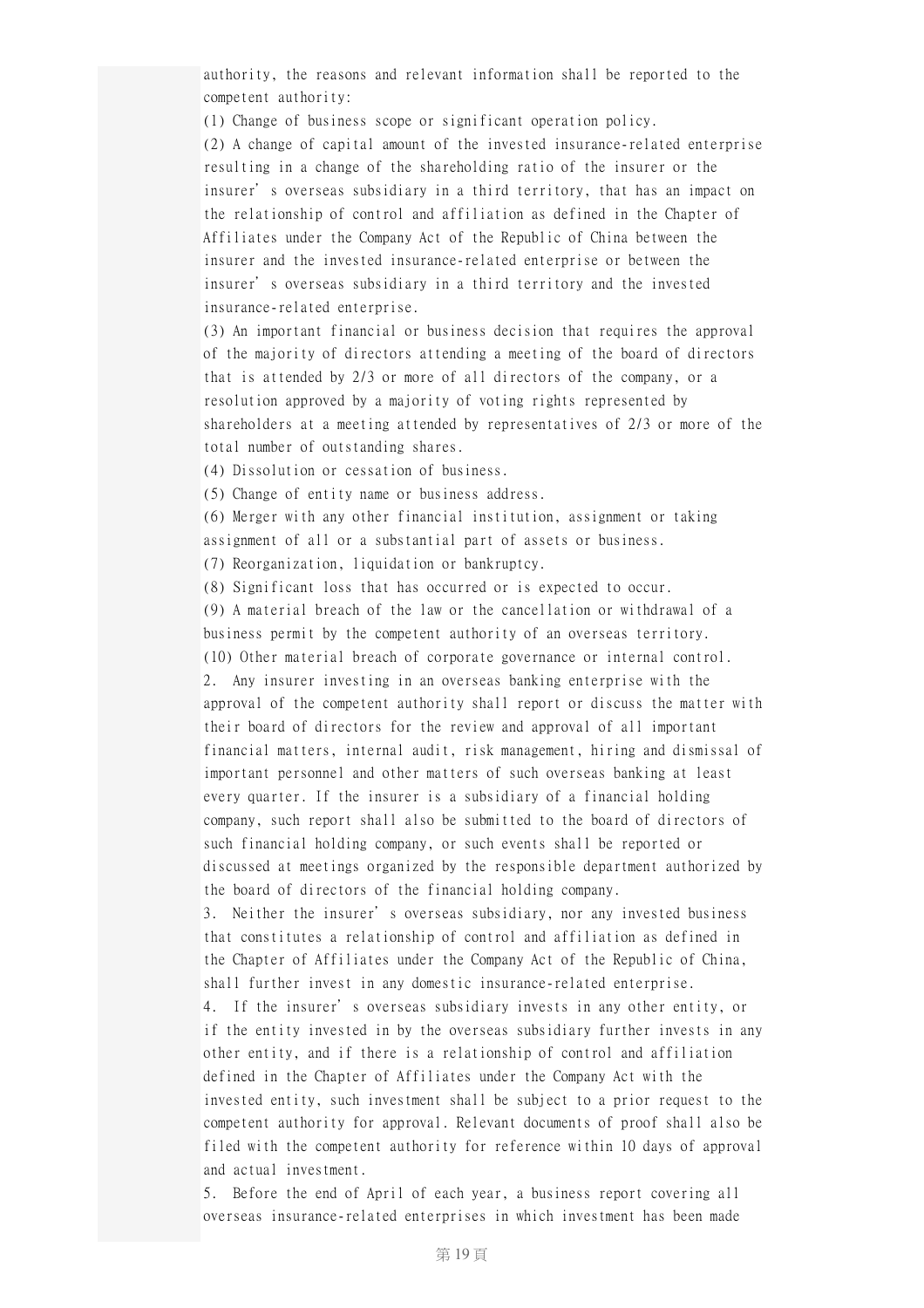authority, the reasons and relevant information shall be reported to the competent authority:

(1) Change of business scope or significant operation policy.

(2) A change of capital amount of the invested insurance-related enterprise resulting in a change of the shareholding ratio of the insurer or the insurer's overseas subsidiary in a third territory, that has an impact on the relationship of control and affiliation as defined in the Chapter of Affiliates under the Company Act of the Republic of China between the insurer and the invested insurance-related enterprise or between the insurer's overseas subsidiary in a third territory and the invested insurance-related enterprise.

(3) An important financial or business decision that requires the approval of the majority of directors attending a meeting of the board of directors that is attended by 2/3 or more of all directors of the company, or a resolution approved by a majority of voting rights represented by shareholders at a meeting attended by representatives of 2/3 or more of the total number of outstanding shares.

(4) Dissolution or cessation of business.

(5) Change of entity name or business address.

(6) Merger with any other financial institution, assignment or taking assignment of all or a substantial part of assets or business.

(7) Reorganization, liquidation or bankruptcy.

(8) Significant loss that has occurred or is expected to occur.

(9) A material breach of the law or the cancellation or withdrawal of a business permit by the competent authority of an overseas territory.

(10) Other material breach of corporate governance or internal control.

2. Any insurer investing in an overseas banking enterprise with the approval of the competent authority shall report or discuss the matter with their board of directors for the review and approval of all important financial matters, internal audit, risk management, hiring and dismissal of important personnel and other matters of such overseas banking at least every quarter. If the insurer is a subsidiary of a financial holding company, such report shall also be submitted to the board of directors of such financial holding company, or such events shall be reported or discussed at meetings organized by the responsible department authorized by the board of directors of the financial holding company.

3. Neither the insurer's overseas subsidiary, nor any invested business that constitutes a relationship of control and affiliation as defined in the Chapter of Affiliates under the Company Act of the Republic of China, shall further invest in any domestic insurance-related enterprise.

4. If the insurer's overseas subsidiary invests in any other entity, or if the entity invested in by the overseas subsidiary further invests in any other entity, and if there is a relationship of control and affiliation defined in the Chapter of Affiliates under the Company Act with the invested entity, such investment shall be subject to a prior request to the competent authority for approval. Relevant documents of proof shall also be filed with the competent authority for reference within 10 days of approval and actual investment.

5. Before the end of April of each year, a business report covering all overseas insurance-related enterprises in which investment has been made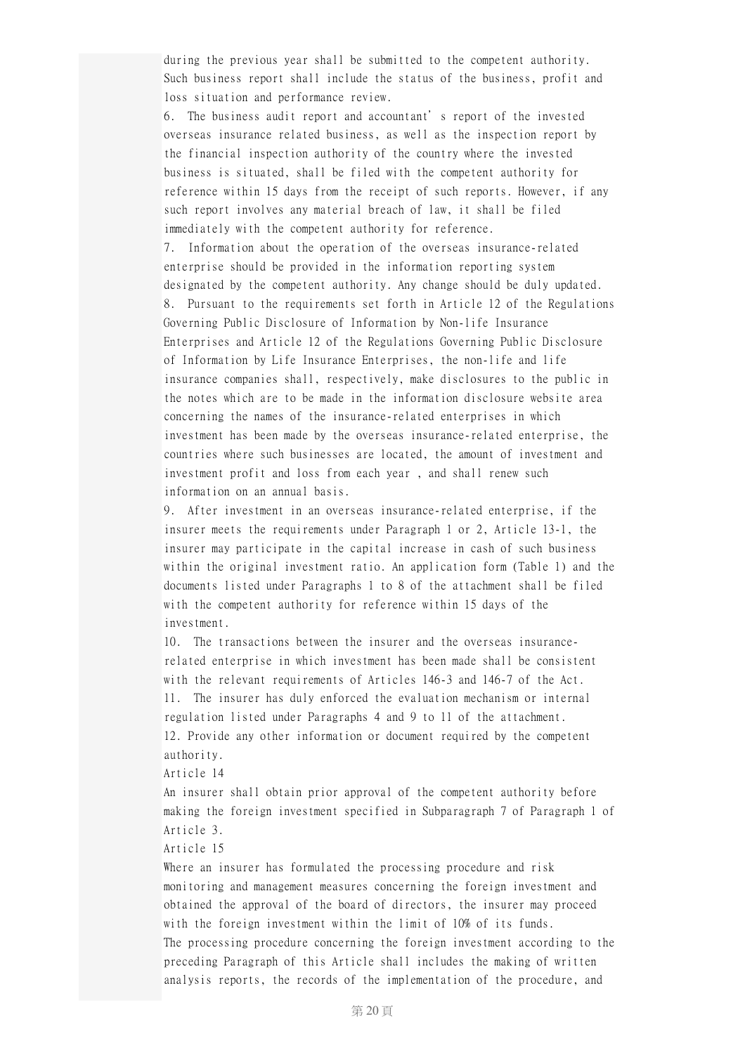during the previous year shall be submitted to the competent authority. Such business report shall include the status of the business, profit and loss situation and performance review.

6. The business audit report and accountant's report of the invested overseas insurance related business, as well as the inspection report by the financial inspection authority of the country where the invested business is situated, shall be filed with the competent authority for reference within 15 days from the receipt of such reports. However, if any such report involves any material breach of law, it shall be filed immediately with the competent authority for reference.

7. Information about the operation of the overseas insurance-related enterprise should be provided in the information reporting system designated by the competent authority. Any change should be duly updated.

8. Pursuant to the requirements set forth in Article 12 of the Regulations Governing Public Disclosure of Information by Non-life Insurance Enterprises and Article 12 of the Regulations Governing Public Disclosure of Information by Life Insurance Enterprises, the non-life and life insurance companies shall, respectively, make disclosures to the public in the notes which are to be made in the information disclosure website area concerning the names of the insurance-related enterprises in which investment has been made by the overseas insurance-related enterprise, the countries where such businesses are located, the amount of investment and investment profit and loss from each year , and shall renew such information on an annual basis.

9. After investment in an overseas insurance-related enterprise, if the insurer meets the requirements under Paragraph 1 or 2, Article 13-1, the insurer may participate in the capital increase in cash of such business within the original investment ratio. An application form (Table 1) and the documents listed under Paragraphs 1 to 8 of the attachment shall be filed with the competent authority for reference within 15 days of the investment.

10. The transactions between the insurer and the overseas insurance-related enterprise in which investment has been made shall be consistent with the relevant requirements of Articles 146-3 and 146-7 of the Act.

11. The insurer has duly enforced the evaluation mechanism or internal regulation listed under Paragraphs 4 and 9 to 11 of the attachment.

12. Provide any other information or document required by the competent authority.

Article 14

An insurer shall obtain prior approval of the competent authority before making the foreign investment specified in Subparagraph 7 of Paragraph 1 of Article 3.

Article 15

Where an insurer has formulated the processing procedure and risk monitoring and management measures concerning the foreign investment and obtained the approval of the board of directors, the insurer may proceed with the foreign investment within the limit of 10% of its funds.

The processing procedure concerning the foreign investment according to the preceding Paragraph of this Article shall includes the making of written analysis reports, the records of the implementation of the procedure, and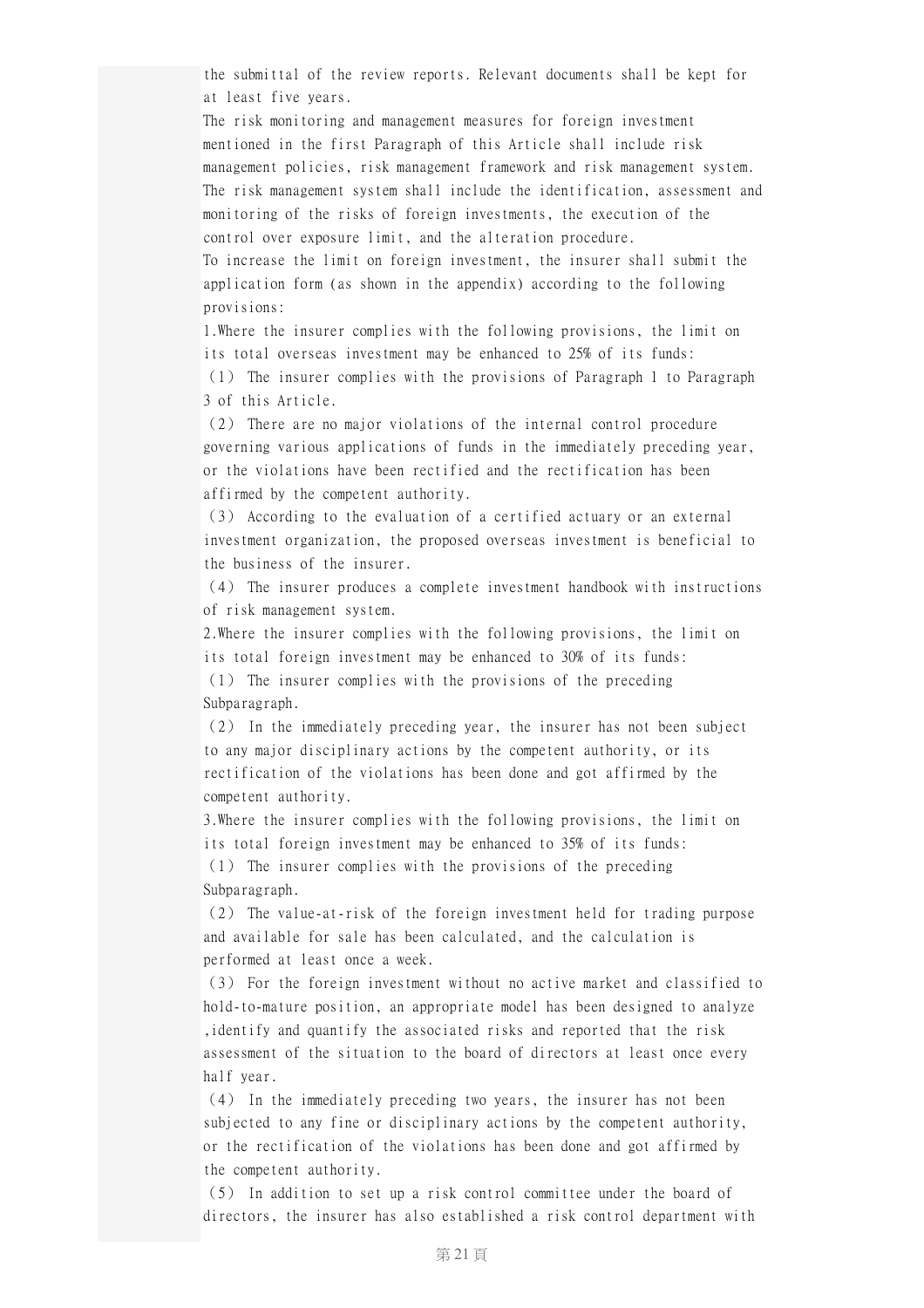the submittal of the review reports. Relevant documents shall be kept for at least five years.

The risk monitoring and management measures for foreign investment mentioned in the first Paragraph of this Article shall include risk management policies, risk management framework and risk management system. The risk management system shall include the identification, assessment and monitoring of the risks of foreign investments, the execution of the control over exposure limit, and the alteration procedure.

To increase the limit on foreign investment, the insurer shall submit the application form (as shown in the appendix) according to the following provisions:

1.Where the insurer complies with the following provisions, the limit on its total overseas investment may be enhanced to 25% of its funds:

（1） The insurer complies with the provisions of Paragraph 1 to Paragraph 3 of this Article.

（2） There are no major violations of the internal control procedure governing various applications of funds in the immediately preceding year, or the violations have been rectified and the rectification has been affirmed by the competent authority.

（3） According to the evaluation of a certified actuary or an external investment organization, the proposed overseas investment is beneficial to the business of the insurer.

（4） The insurer produces a complete investment handbook with instructions of risk management system.

2.Where the insurer complies with the following provisions, the limit on its total foreign investment may be enhanced to 30% of its funds:

（1） The insurer complies with the provisions of the preceding Subparagraph.

（2） In the immediately preceding year, the insurer has not been subject to any major disciplinary actions by the competent authority, or its rectification of the violations has been done and got affirmed by the competent authority.

3.Where the insurer complies with the following provisions, the limit on its total foreign investment may be enhanced to 35% of its funds:

（1） The insurer complies with the provisions of the preceding Subparagraph.

（2） The value-at-risk of the foreign investment held for trading purpose and available for sale has been calculated, and the calculation is performed at least once a week.

（3） For the foreign investment without no active market and classified to hold-to-mature position, an appropriate model has been designed to analyze ,identify and quantify the associated risks and reported that the risk assessment of the situation to the board of directors at least once every half year.

（4） In the immediately preceding two years, the insurer has not been subjected to any fine or disciplinary actions by the competent authority, or the rectification of the violations has been done and got affirmed by the competent authority.

（5） In addition to set up a risk control committee under the board of directors, the insurer has also established a risk control department with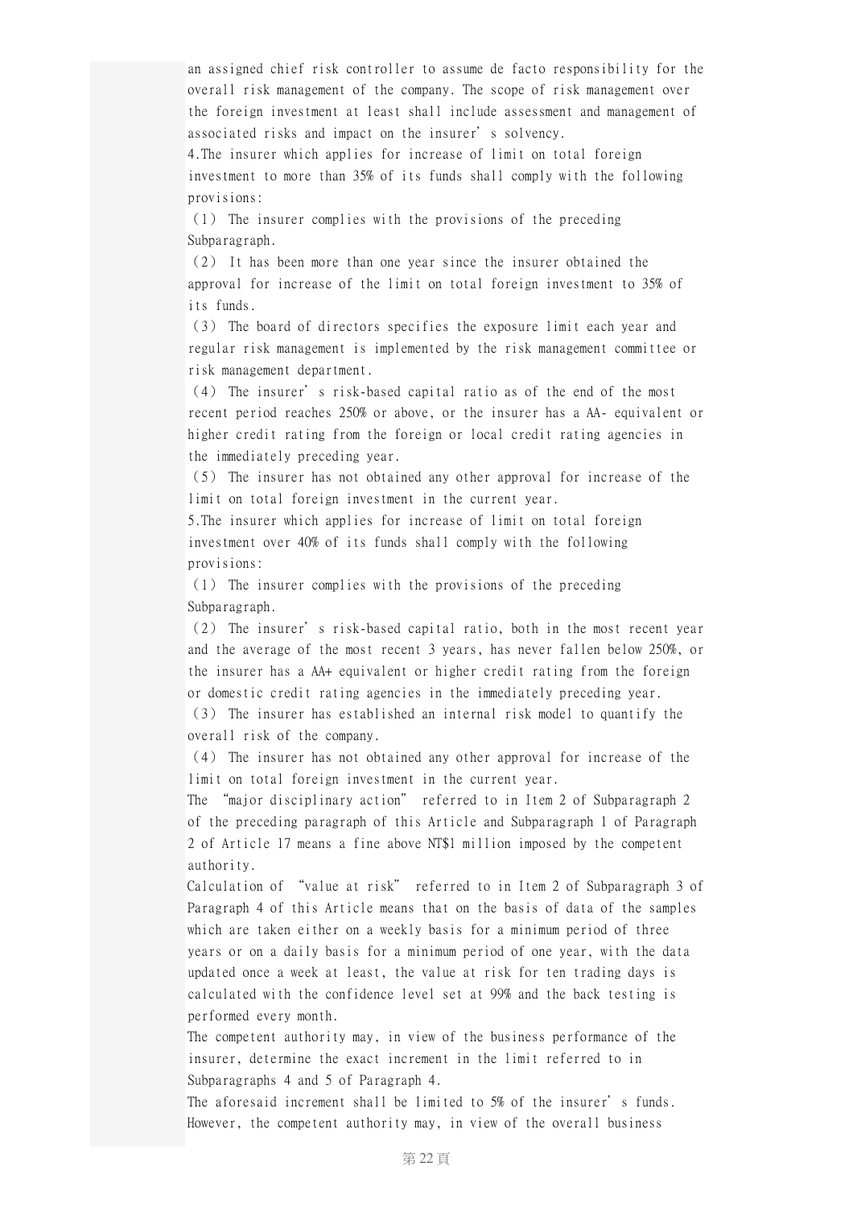an assigned chief risk controller to assume de facto responsibility for the overall risk management of the company. The scope of risk management over the foreign investment at least shall include assessment and management of associated risks and impact on the insurer's solvency.

4.The insurer which applies for increase of limit on total foreign investment to more than 35% of its funds shall comply with the following provisions:

(1) The insurer complies with the provisions of the preceding Subparagraph.

(2) It has been more than one year since the insurer obtained the approval for increase of the limit on total foreign investment to 35% of its funds.

(3) The board of directors specifies the exposure limit each year and regular risk management is implemented by the risk management committee or risk management department.

(4) The insurer's risk-based capital ratio as of the end of the most recent period reaches 250% or above, or the insurer has a AA- equivalent or higher credit rating from the foreign or local credit rating agencies in the immediately preceding year.

(5) The insurer has not obtained any other approval for increase of the limit on total foreign investment in the current year.

5.The insurer which applies for increase of limit on total foreign investment over 40% of its funds shall comply with the following provisions:

(1) The insurer complies with the provisions of the preceding Subparagraph.

(2) The insurer's risk-based capital ratio, both in the most recent year and the average of the most recent 3 years, has never fallen below 250%, or the insurer has a AA+ equivalent or higher credit rating from the foreign or domestic credit rating agencies in the immediately preceding year.

(3) The insurer has established an internal risk model to quantify the overall risk of the company.

(4) The insurer has not obtained any other approval for increase of the limit on total foreign investment in the current year.

The "major disciplinary action" referred to in Item 2 of Subparagraph 2 of the preceding paragraph of this Article and Subparagraph 1 of Paragraph 2 of Article 17 means a fine above NT$1 million imposed by the competent authority.

Calculation of "value at risk" referred to in Item 2 of Subparagraph 3 of Paragraph 4 of this Article means that on the basis of data of the samples which are taken either on a weekly basis for a minimum period of three years or on a daily basis for a minimum period of one year, with the data updated once a week at least, the value at risk for ten trading days is calculated with the confidence level set at 99% and the back testing is performed every month.

The competent authority may, in view of the business performance of the insurer, determine the exact increment in the limit referred to in Subparagraphs 4 and 5 of Paragraph 4.

The aforesaid increment shall be limited to 5% of the insurer's funds. However, the competent authority may, in view of the overall business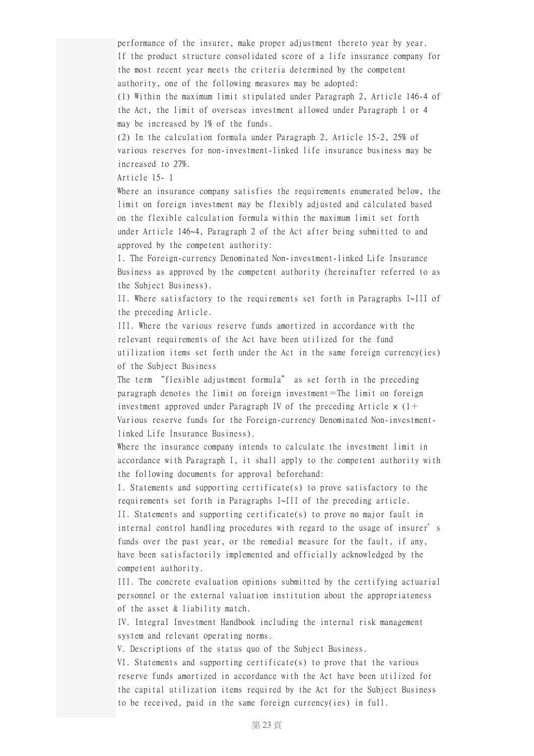performance of the insurer, make proper adjustment thereto year by year.

If the product structure consolidated score of a life insurance company for the most recent year meets the criteria determined by the competent authority, one of the following measures may be adopted:

(1) Within the maximum limit stipulated under Paragraph 2, Article 146-4 of the Act, the limit of overseas investment allowed under Paragraph 1 or 4 may be increased by 1% of the funds.

(2) In the calculation formula under Paragraph 2, Article 15-2, 25% of various reserves for non-investment-linked life insurance business may be increased to 27%.

Article 15- 1

Where an insurance company satisfies the requirements enumerated below, the limit on foreign investment may be flexibly adjusted and calculated based on the flexible calculation formula within the maximum limit set forth under Article 146~4, Paragraph 2 of the Act after being submitted to and approved by the competent authority:

I. The Foreign-currency Denominated Non-investment-linked Life Insurance Business as approved by the competent authority (hereinafter referred to as the Subject Business).

II. Where satisfactory to the requirements set forth in Paragraphs I~III of the preceding Article.

III. Where the various reserve funds amortized in accordance with the relevant requirements of the Act have been utilized for the fund utilization items set forth under the Act in the same foreign currency(ies) of the Subject Business

The term "flexible adjustment formula" as set forth in the preceding paragraph denotes the limit on foreign investment＝The limit on foreign investment approved under Paragraph IV of the preceding Article × (1＋Various reserve funds for the Foreign-currency Denominated Non-investment-linked Life Insurance Business).

Where the insurance company intends to calculate the investment limit in accordance with Paragraph I, it shall apply to the competent authority with the following documents for approval beforehand:

I. Statements and supporting certificate(s) to prove satisfactory to the requirements set forth in Paragraphs I~III of the preceding article.

II. Statements and supporting certificate(s) to prove no major fault in internal control handling procedures with regard to the usage of insurer's funds over the past year, or the remedial measure for the fault, if any, have been satisfactorily implemented and officially acknowledged by the competent authority.

III. The concrete evaluation opinions submitted by the certifying actuarial personnel or the external valuation institution about the appropriateness of the asset & liability match.

IV. Integral Investment Handbook including the internal risk management system and relevant operating norms.

V. Descriptions of the status quo of the Subject Business.

VI. Statements and supporting certificate(s) to prove that the various reserve funds amortized in accordance with the Act have been utilized for the capital utilization items required by the Act for the Subject Business to be received, paid in the same foreign currency(ies) in full.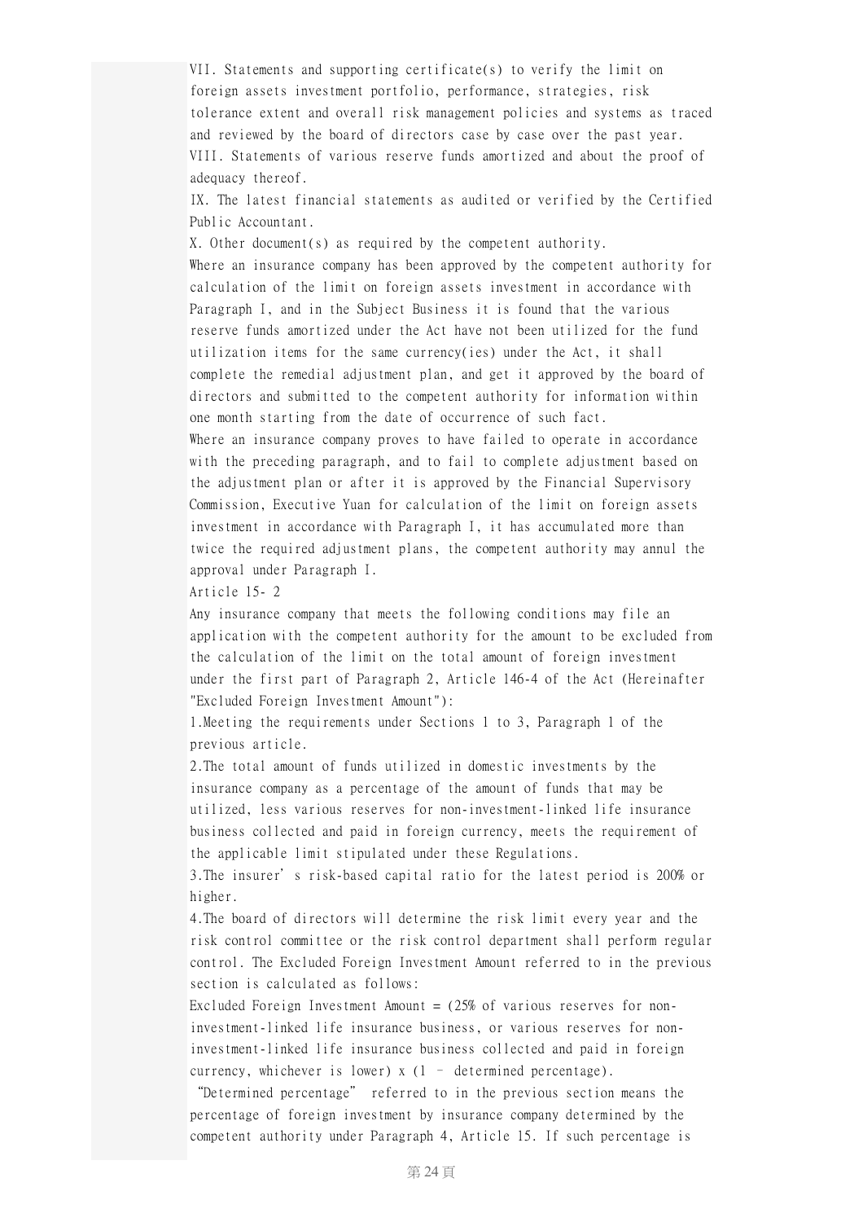VII. Statements and supporting certificate(s) to verify the limit on foreign assets investment portfolio, performance, strategies, risk tolerance extent and overall risk management policies and systems as traced and reviewed by the board of directors case by case over the past year.

VIII. Statements of various reserve funds amortized and about the proof of adequacy thereof.

IX. The latest financial statements as audited or verified by the Certified Public Accountant.

X. Other document(s) as required by the competent authority.

Where an insurance company has been approved by the competent authority for calculation of the limit on foreign assets investment in accordance with Paragraph I, and in the Subject Business it is found that the various reserve funds amortized under the Act have not been utilized for the fund utilization items for the same currency(ies) under the Act, it shall complete the remedial adjustment plan, and get it approved by the board of directors and submitted to the competent authority for information within one month starting from the date of occurrence of such fact.

Where an insurance company proves to have failed to operate in accordance with the preceding paragraph, and to fail to complete adjustment based on the adjustment plan or after it is approved by the Financial Supervisory Commission, Executive Yuan for calculation of the limit on foreign assets investment in accordance with Paragraph I, it has accumulated more than twice the required adjustment plans, the competent authority may annul the approval under Paragraph I.

Article 15- 2

Any insurance company that meets the following conditions may file an application with the competent authority for the amount to be excluded from the calculation of the limit on the total amount of foreign investment under the first part of Paragraph 2, Article 146-4 of the Act (Hereinafter "Excluded Foreign Investment Amount"):

1.Meeting the requirements under Sections 1 to 3, Paragraph 1 of the previous article.

2.The total amount of funds utilized in domestic investments by the insurance company as a percentage of the amount of funds that may be utilized, less various reserves for non-investment-linked life insurance business collected and paid in foreign currency, meets the requirement of the applicable limit stipulated under these Regulations.

3.The insurer's risk-based capital ratio for the latest period is 200% or higher.

4.The board of directors will determine the risk limit every year and the risk control committee or the risk control department shall perform regular control. The Excluded Foreign Investment Amount referred to in the previous section is calculated as follows:

Excluded Foreign Investment Amount = (25% of various reserves for non-investment-linked life insurance business, or various reserves for non-investment-linked life insurance business collected and paid in foreign currency, whichever is lower) x (1 – determined percentage).

"Determined percentage" referred to in the previous section means the percentage of foreign investment by insurance company determined by the competent authority under Paragraph 4, Article 15. If such percentage is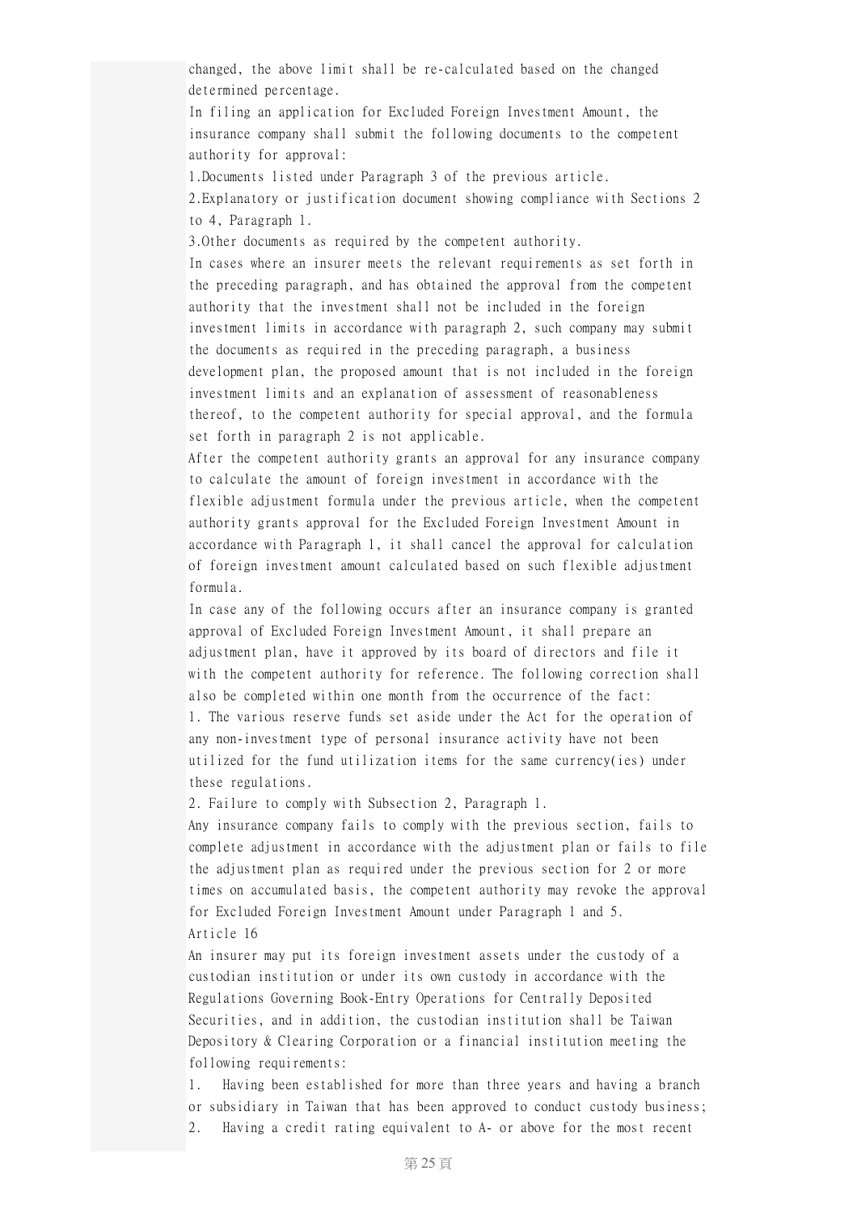changed, the above limit shall be re-calculated based on the changed determined percentage.

In filing an application for Excluded Foreign Investment Amount, the insurance company shall submit the following documents to the competent authority for approval:

1.Documents listed under Paragraph 3 of the previous article.

2.Explanatory or justification document showing compliance with Sections 2 to 4, Paragraph 1.

3.Other documents as required by the competent authority.

In cases where an insurer meets the relevant requirements as set forth in the preceding paragraph, and has obtained the approval from the competent authority that the investment shall not be included in the foreign investment limits in accordance with paragraph 2, such company may submit the documents as required in the preceding paragraph, a business development plan, the proposed amount that is not included in the foreign investment limits and an explanation of assessment of reasonableness thereof, to the competent authority for special approval, and the formula set forth in paragraph 2 is not applicable.

After the competent authority grants an approval for any insurance company to calculate the amount of foreign investment in accordance with the flexible adjustment formula under the previous article, when the competent authority grants approval for the Excluded Foreign Investment Amount in accordance with Paragraph 1, it shall cancel the approval for calculation of foreign investment amount calculated based on such flexible adjustment formula.

In case any of the following occurs after an insurance company is granted approval of Excluded Foreign Investment Amount, it shall prepare an adjustment plan, have it approved by its board of directors and file it with the competent authority for reference. The following correction shall also be completed within one month from the occurrence of the fact:

1. The various reserve funds set aside under the Act for the operation of any non-investment type of personal insurance activity have not been utilized for the fund utilization items for the same currency(ies) under these regulations.

2. Failure to comply with Subsection 2, Paragraph 1.

Any insurance company fails to comply with the previous section, fails to complete adjustment in accordance with the adjustment plan or fails to file the adjustment plan as required under the previous section for 2 or more times on accumulated basis, the competent authority may revoke the approval for Excluded Foreign Investment Amount under Paragraph 1 and 5.

Article 16

An insurer may put its foreign investment assets under the custody of a custodian institution or under its own custody in accordance with the Regulations Governing Book-Entry Operations for Centrally Deposited Securities, and in addition, the custodian institution shall be Taiwan Depository & Clearing Corporation or a financial institution meeting the following requirements:

1.  Having been established for more than three years and having a branch or subsidiary in Taiwan that has been approved to conduct custody business;

2.  Having a credit rating equivalent to A- or above for the most recent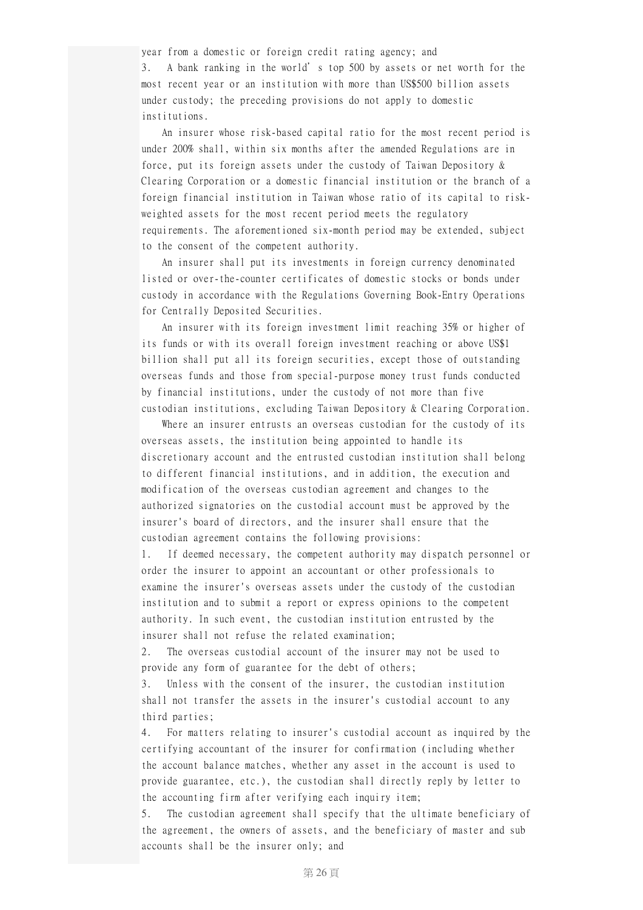year from a domestic or foreign credit rating agency; and

3. A bank ranking in the world's top 500 by assets or net worth for the most recent year or an institution with more than US$500 billion assets under custody; the preceding provisions do not apply to domestic institutions.

An insurer whose risk-based capital ratio for the most recent period is under 200% shall, within six months after the amended Regulations are in force, put its foreign assets under the custody of Taiwan Depository & Clearing Corporation or a domestic financial institution or the branch of a foreign financial institution in Taiwan whose ratio of its capital to risk-weighted assets for the most recent period meets the regulatory requirements. The aforementioned six-month period may be extended, subject to the consent of the competent authority.

An insurer shall put its investments in foreign currency denominated listed or over-the-counter certificates of domestic stocks or bonds under custody in accordance with the Regulations Governing Book-Entry Operations for Centrally Deposited Securities.

An insurer with its foreign investment limit reaching 35% or higher of its funds or with its overall foreign investment reaching or above US$1 billion shall put all its foreign securities, except those of outstanding overseas funds and those from special-purpose money trust funds conducted by financial institutions, under the custody of not more than five custodian institutions, excluding Taiwan Depository & Clearing Corporation.

Where an insurer entrusts an overseas custodian for the custody of its overseas assets, the institution being appointed to handle its discretionary account and the entrusted custodian institution shall belong to different financial institutions, and in addition, the execution and modification of the overseas custodian agreement and changes to the authorized signatories on the custodial account must be approved by the insurer's board of directors, and the insurer shall ensure that the custodian agreement contains the following provisions:

1. If deemed necessary, the competent authority may dispatch personnel or order the insurer to appoint an accountant or other professionals to examine the insurer's overseas assets under the custody of the custodian institution and to submit a report or express opinions to the competent authority. In such event, the custodian institution entrusted by the insurer shall not refuse the related examination;
2. The overseas custodial account of the insurer may not be used to provide any form of guarantee for the debt of others;
3. Unless with the consent of the insurer, the custodian institution shall not transfer the assets in the insurer's custodial account to any third parties;
4. For matters relating to insurer's custodial account as inquired by the certifying accountant of the insurer for confirmation (including whether the account balance matches, whether any asset in the account is used to provide guarantee, etc.), the custodian shall directly reply by letter to the accounting firm after verifying each inquiry item;
5. The custodian agreement shall specify that the ultimate beneficiary of the agreement, the owners of assets, and the beneficiary of master and sub accounts shall be the insurer only; and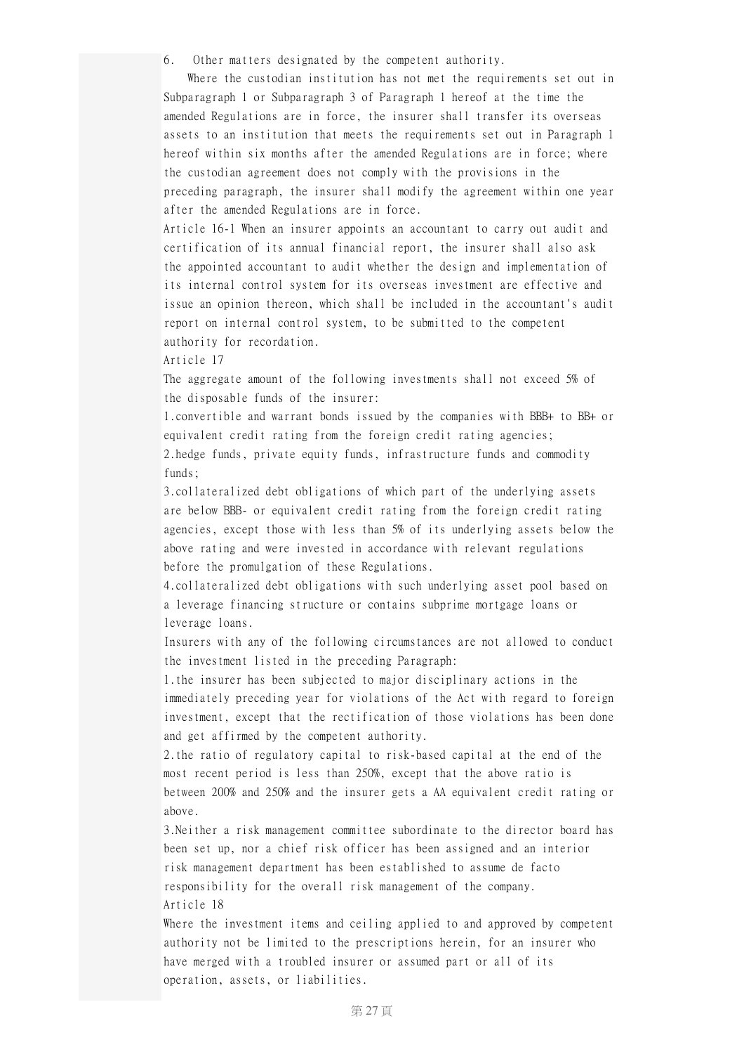6. Other matters designated by the competent authority.

Where the custodian institution has not met the requirements set out in Subparagraph 1 or Subparagraph 3 of Paragraph 1 hereof at the time the amended Regulations are in force, the insurer shall transfer its overseas assets to an institution that meets the requirements set out in Paragraph 1 hereof within six months after the amended Regulations are in force; where the custodian agreement does not comply with the provisions in the preceding paragraph, the insurer shall modify the agreement within one year after the amended Regulations are in force.

Article 16-1 When an insurer appoints an accountant to carry out audit and certification of its annual financial report, the insurer shall also ask the appointed accountant to audit whether the design and implementation of its internal control system for its overseas investment are effective and issue an opinion thereon, which shall be included in the accountant's audit report on internal control system, to be submitted to the competent authority for recordation.

Article 17

The aggregate amount of the following investments shall not exceed 5% of the disposable funds of the insurer:

1.convertible and warrant bonds issued by the companies with BBB+ to BB+ or equivalent credit rating from the foreign credit rating agencies;

2.hedge funds, private equity funds, infrastructure funds and commodity funds;

3.collateralized debt obligations of which part of the underlying assets are below BBB- or equivalent credit rating from the foreign credit rating agencies, except those with less than 5% of its underlying assets below the above rating and were invested in accordance with relevant regulations before the promulgation of these Regulations.

4.collateralized debt obligations with such underlying asset pool based on a leverage financing structure or contains subprime mortgage loans or leverage loans.

Insurers with any of the following circumstances are not allowed to conduct the investment listed in the preceding Paragraph:

1.the insurer has been subjected to major disciplinary actions in the immediately preceding year for violations of the Act with regard to foreign investment, except that the rectification of those violations has been done and get affirmed by the competent authority.

2.the ratio of regulatory capital to risk-based capital at the end of the most recent period is less than 250%, except that the above ratio is between 200% and 250% and the insurer gets a AA equivalent credit rating or above.

3.Neither a risk management committee subordinate to the director board has been set up, nor a chief risk officer has been assigned and an interior risk management department has been established to assume de facto responsibility for the overall risk management of the company.

Article 18

Where the investment items and ceiling applied to and approved by competent authority not be limited to the prescriptions herein, for an insurer who have merged with a troubled insurer or assumed part or all of its operation, assets, or liabilities.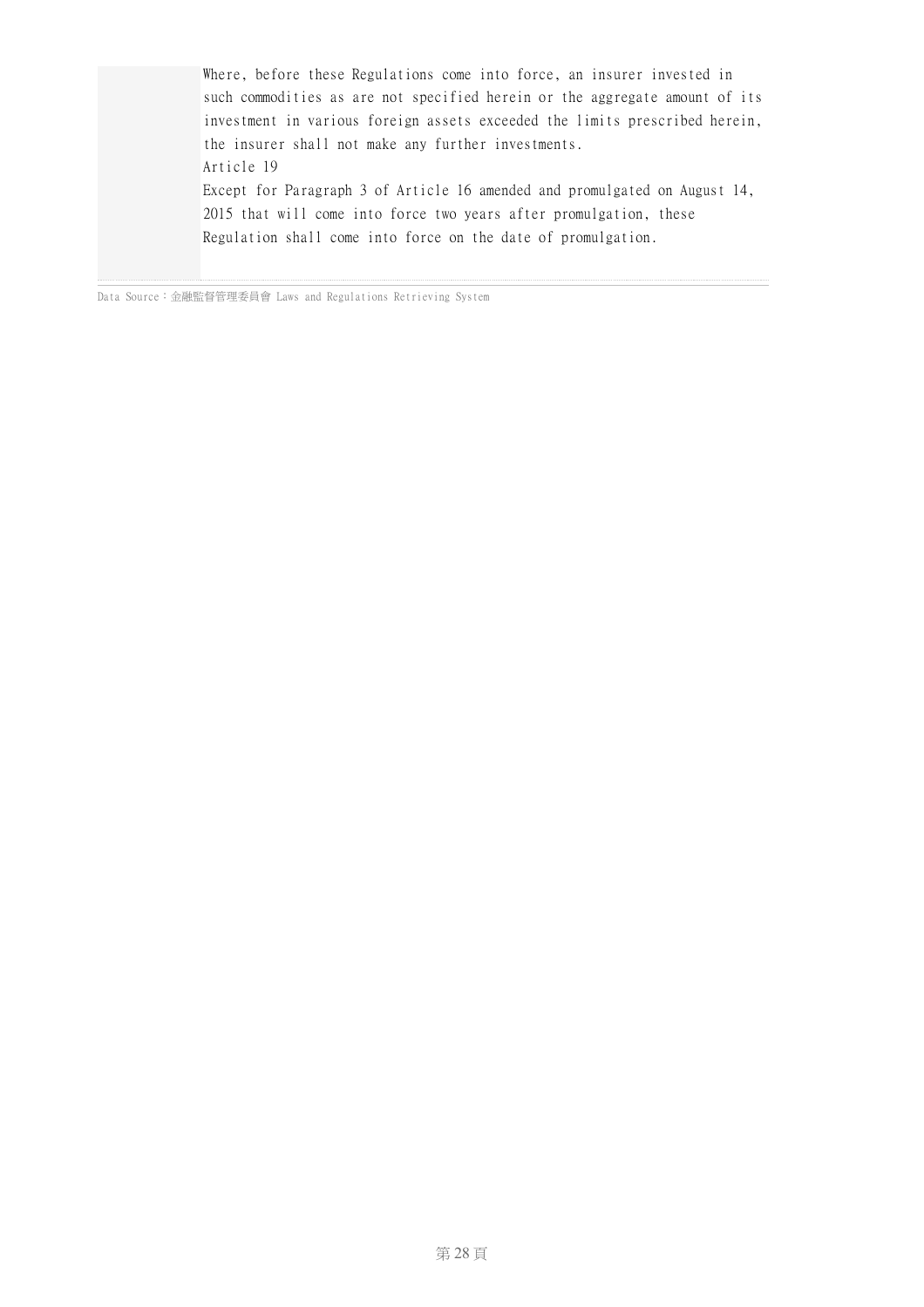Where, before these Regulations come into force, an insurer invested in such commodities as are not specified herein or the aggregate amount of its investment in various foreign assets exceeded the limits prescribed herein, the insurer shall not make any further investments.

Article 19

Except for Paragraph 3 of Article 16 amended and promulgated on August 14, 2015 that will come into force two years after promulgation, these Regulation shall come into force on the date of promulgation.

Data Source：金融監督管理委員會 Laws and Regulations Retrieving System